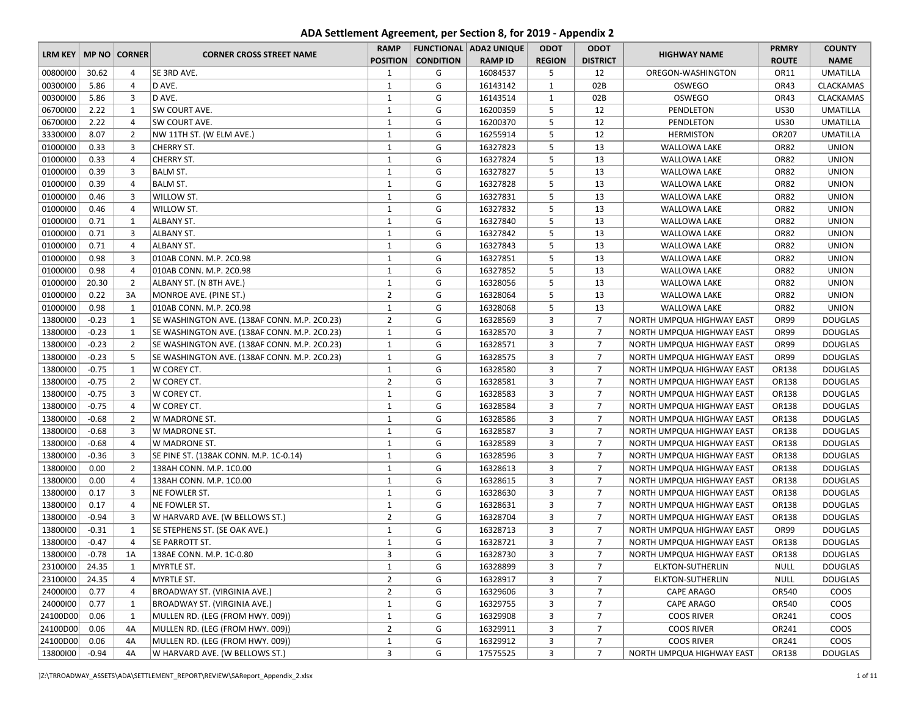# ADA Settlement Agreement, per Section 8, for 2019 - Appendix 2

| LRM KEY | MP NO | CORNER | CORNER CROSS STREET NAME | RAMP POSITION | FUNCTIONAL CONDITION | ADA2 UNIQUE RAMP ID | ODOT REGION | ODOT DISTRICT | HIGHWAY NAME | PRMRY ROUTE | COUNTY NAME |
|---|---|---|---|---|---|---|---|---|---|---|---|
| 00800I00 | 30.62 | 4 | SE 3RD AVE. | 1 | G | 16084537 | 5 | 12 | OREGON-WASHINGTON | OR11 | UMATILLA |
| 00300I00 | 5.86 | 4 | D AVE. | 1 | G | 16143142 | 1 | 02B | OSWEGO | OR43 | CLACKAMAS |
| 00300I00 | 5.86 | 3 | D AVE. | 1 | G | 16143514 | 1 | 02B | OSWEGO | OR43 | CLACKAMAS |
| 06700I00 | 2.22 | 1 | SW COURT AVE. | 1 | G | 16200359 | 5 | 12 | PENDLETON | US30 | UMATILLA |
| 06700I00 | 2.22 | 4 | SW COURT AVE. | 1 | G | 16200370 | 5 | 12 | PENDLETON | US30 | UMATILLA |
| 33300I00 | 8.07 | 2 | NW 11TH ST. (W ELM AVE.) | 1 | G | 16255914 | 5 | 12 | HERMISTON | OR207 | UMATILLA |
| 01000I00 | 0.33 | 3 | CHERRY ST. | 1 | G | 16327823 | 5 | 13 | WALLOWA LAKE | OR82 | UNION |
| 01000I00 | 0.33 | 4 | CHERRY ST. | 1 | G | 16327824 | 5 | 13 | WALLOWA LAKE | OR82 | UNION |
| 01000I00 | 0.39 | 3 | BALM ST. | 1 | G | 16327827 | 5 | 13 | WALLOWA LAKE | OR82 | UNION |
| 01000I00 | 0.39 | 4 | BALM ST. | 1 | G | 16327828 | 5 | 13 | WALLOWA LAKE | OR82 | UNION |
| 01000I00 | 0.46 | 3 | WILLOW ST. | 1 | G | 16327831 | 5 | 13 | WALLOWA LAKE | OR82 | UNION |
| 01000I00 | 0.46 | 4 | WILLOW ST. | 1 | G | 16327832 | 5 | 13 | WALLOWA LAKE | OR82 | UNION |
| 01000I00 | 0.71 | 1 | ALBANY ST. | 1 | G | 16327840 | 5 | 13 | WALLOWA LAKE | OR82 | UNION |
| 01000I00 | 0.71 | 3 | ALBANY ST. | 1 | G | 16327842 | 5 | 13 | WALLOWA LAKE | OR82 | UNION |
| 01000I00 | 0.71 | 4 | ALBANY ST. | 1 | G | 16327843 | 5 | 13 | WALLOWA LAKE | OR82 | UNION |
| 01000I00 | 0.98 | 3 | 010AB CONN. M.P. 2C0.98 | 1 | G | 16327851 | 5 | 13 | WALLOWA LAKE | OR82 | UNION |
| 01000I00 | 0.98 | 4 | 010AB CONN. M.P. 2C0.98 | 1 | G | 16327852 | 5 | 13 | WALLOWA LAKE | OR82 | UNION |
| 01000I00 | 20.30 | 2 | ALBANY ST. (N 8TH AVE.) | 1 | G | 16328056 | 5 | 13 | WALLOWA LAKE | OR82 | UNION |
| 01000I00 | 0.22 | 3A | MONROE AVE. (PINE ST.) | 2 | G | 16328064 | 5 | 13 | WALLOWA LAKE | OR82 | UNION |
| 01000I00 | 0.98 | 1 | 010AB CONN. M.P. 2C0.98 | 1 | G | 16328068 | 5 | 13 | WALLOWA LAKE | OR82 | UNION |
| 13800I00 | -0.23 | 1 | SE WASHINGTON AVE. (138AF CONN. M.P. 2C0.23) | 2 | G | 16328569 | 3 | 7 | NORTH UMPQUA HIGHWAY EAST | OR99 | DOUGLAS |
| 13800I00 | -0.23 | 1 | SE WASHINGTON AVE. (138AF CONN. M.P. 2C0.23) | 1 | G | 16328570 | 3 | 7 | NORTH UMPQUA HIGHWAY EAST | OR99 | DOUGLAS |
| 13800I00 | -0.23 | 2 | SE WASHINGTON AVE. (138AF CONN. M.P. 2C0.23) | 1 | G | 16328571 | 3 | 7 | NORTH UMPQUA HIGHWAY EAST | OR99 | DOUGLAS |
| 13800I00 | -0.23 | 5 | SE WASHINGTON AVE. (138AF CONN. M.P. 2C0.23) | 1 | G | 16328575 | 3 | 7 | NORTH UMPQUA HIGHWAY EAST | OR99 | DOUGLAS |
| 13800I00 | -0.75 | 1 | W COREY CT. | 1 | G | 16328580 | 3 | 7 | NORTH UMPQUA HIGHWAY EAST | OR138 | DOUGLAS |
| 13800I00 | -0.75 | 2 | W COREY CT. | 2 | G | 16328581 | 3 | 7 | NORTH UMPQUA HIGHWAY EAST | OR138 | DOUGLAS |
| 13800I00 | -0.75 | 3 | W COREY CT. | 1 | G | 16328583 | 3 | 7 | NORTH UMPQUA HIGHWAY EAST | OR138 | DOUGLAS |
| 13800I00 | -0.75 | 4 | W COREY CT. | 1 | G | 16328584 | 3 | 7 | NORTH UMPQUA HIGHWAY EAST | OR138 | DOUGLAS |
| 13800I00 | -0.68 | 2 | W MADRONE ST. | 1 | G | 16328586 | 3 | 7 | NORTH UMPQUA HIGHWAY EAST | OR138 | DOUGLAS |
| 13800I00 | -0.68 | 3 | W MADRONE ST. | 1 | G | 16328587 | 3 | 7 | NORTH UMPQUA HIGHWAY EAST | OR138 | DOUGLAS |
| 13800I00 | -0.68 | 4 | W MADRONE ST. | 1 | G | 16328589 | 3 | 7 | NORTH UMPQUA HIGHWAY EAST | OR138 | DOUGLAS |
| 13800I00 | -0.36 | 3 | SE PINE ST. (138AK CONN. M.P. 1C-0.14) | 1 | G | 16328596 | 3 | 7 | NORTH UMPQUA HIGHWAY EAST | OR138 | DOUGLAS |
| 13800I00 | 0.00 | 2 | 138AH CONN. M.P. 1C0.00 | 1 | G | 16328613 | 3 | 7 | NORTH UMPQUA HIGHWAY EAST | OR138 | DOUGLAS |
| 13800I00 | 0.00 | 4 | 138AH CONN. M.P. 1C0.00 | 1 | G | 16328615 | 3 | 7 | NORTH UMPQUA HIGHWAY EAST | OR138 | DOUGLAS |
| 13800I00 | 0.17 | 3 | NE FOWLER ST. | 1 | G | 16328630 | 3 | 7 | NORTH UMPQUA HIGHWAY EAST | OR138 | DOUGLAS |
| 13800I00 | 0.17 | 4 | NE FOWLER ST. | 1 | G | 16328631 | 3 | 7 | NORTH UMPQUA HIGHWAY EAST | OR138 | DOUGLAS |
| 13800I00 | -0.94 | 3 | W HARVARD AVE. (W BELLOWS ST.) | 2 | G | 16328704 | 3 | 7 | NORTH UMPQUA HIGHWAY EAST | OR138 | DOUGLAS |
| 13800I00 | -0.31 | 1 | SE STEPHENS ST. (SE OAK AVE.) | 1 | G | 16328713 | 3 | 7 | NORTH UMPQUA HIGHWAY EAST | OR99 | DOUGLAS |
| 13800I00 | -0.47 | 4 | SE PARROTT ST. | 1 | G | 16328721 | 3 | 7 | NORTH UMPQUA HIGHWAY EAST | OR138 | DOUGLAS |
| 13800I00 | -0.78 | 1A | 138AE CONN. M.P. 1C-0.80 | 3 | G | 16328730 | 3 | 7 | NORTH UMPQUA HIGHWAY EAST | OR138 | DOUGLAS |
| 23100I00 | 24.35 | 1 | MYRTLE ST. | 1 | G | 16328899 | 3 | 7 | ELKTON-SUTHERLIN | NULL | DOUGLAS |
| 23100I00 | 24.35 | 4 | MYRTLE ST. | 2 | G | 16328917 | 3 | 7 | ELKTON-SUTHERLIN | NULL | DOUGLAS |
| 24000I00 | 0.77 | 4 | BROADWAY ST. (VIRGINIA AVE.) | 2 | G | 16329606 | 3 | 7 | CAPE ARAGO | OR540 | COOS |
| 24000I00 | 0.77 | 1 | BROADWAY ST. (VIRGINIA AVE.) | 1 | G | 16329755 | 3 | 7 | CAPE ARAGO | OR540 | COOS |
| 24100D00 | 0.06 | 1 | MULLEN RD. (LEG (FROM HWY. 009)) | 1 | G | 16329908 | 3 | 7 | COOS RIVER | OR241 | COOS |
| 24100D00 | 0.06 | 4A | MULLEN RD. (LEG (FROM HWY. 009)) | 2 | G | 16329911 | 3 | 7 | COOS RIVER | OR241 | COOS |
| 24100D00 | 0.06 | 4A | MULLEN RD. (LEG (FROM HWY. 009)) | 1 | G | 16329912 | 3 | 7 | COOS RIVER | OR241 | COOS |
| 13800I00 | -0.94 | 4A | W HARVARD AVE. (W BELLOWS ST.) | 3 | G | 17575525 | 3 | 7 | NORTH UMPQUA HIGHWAY EAST | OR138 | DOUGLAS |

]Z:\TRROADWAY_ASSETS\ADA\SETTLEMENT_REPORT\REVIEW\SAReport_Appendix_2.xlsx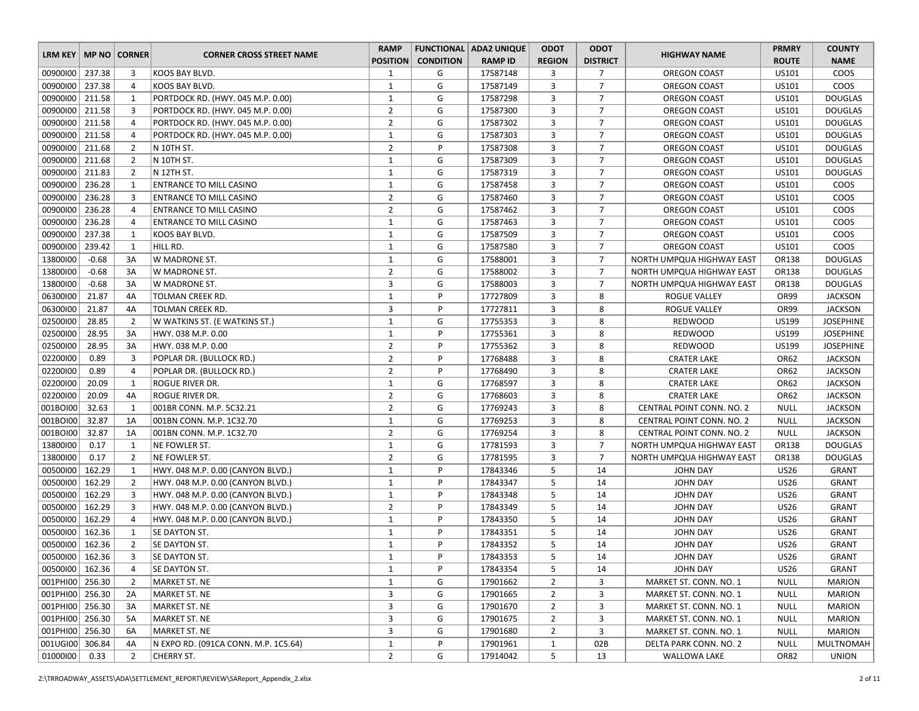| LRM KEY | MP NO | CORNER | CORNER CROSS STREET NAME | RAMP POSITION | FUNCTIONAL CONDITION | ADA2 UNIQUE RAMP ID | ODOT REGION | ODOT DISTRICT | HIGHWAY NAME | PRMRY ROUTE | COUNTY NAME |
|---|---|---|---|---|---|---|---|---|---|---|---|
| 00900I00 | 237.38 | 3 | KOOS BAY BLVD. | 1 | G | 17587148 | 3 | 7 | OREGON COAST | US101 | COOS |
| 00900I00 | 237.38 | 4 | KOOS BAY BLVD. | 1 | G | 17587149 | 3 | 7 | OREGON COAST | US101 | COOS |
| 00900I00 | 211.58 | 1 | PORTDOCK RD. (HWY. 045 M.P. 0.00) | 1 | G | 17587298 | 3 | 7 | OREGON COAST | US101 | DOUGLAS |
| 00900I00 | 211.58 | 3 | PORTDOCK RD. (HWY. 045 M.P. 0.00) | 2 | G | 17587300 | 3 | 7 | OREGON COAST | US101 | DOUGLAS |
| 00900I00 | 211.58 | 4 | PORTDOCK RD. (HWY. 045 M.P. 0.00) | 2 | G | 17587302 | 3 | 7 | OREGON COAST | US101 | DOUGLAS |
| 00900I00 | 211.58 | 4 | PORTDOCK RD. (HWY. 045 M.P. 0.00) | 1 | G | 17587303 | 3 | 7 | OREGON COAST | US101 | DOUGLAS |
| 00900I00 | 211.68 | 2 | N 10TH ST. | 2 | P | 17587308 | 3 | 7 | OREGON COAST | US101 | DOUGLAS |
| 00900I00 | 211.68 | 2 | N 10TH ST. | 1 | G | 17587309 | 3 | 7 | OREGON COAST | US101 | DOUGLAS |
| 00900I00 | 211.83 | 2 | N 12TH ST. | 1 | G | 17587319 | 3 | 7 | OREGON COAST | US101 | DOUGLAS |
| 00900I00 | 236.28 | 1 | ENTRANCE TO MILL CASINO | 1 | G | 17587458 | 3 | 7 | OREGON COAST | US101 | COOS |
| 00900I00 | 236.28 | 3 | ENTRANCE TO MILL CASINO | 2 | G | 17587460 | 3 | 7 | OREGON COAST | US101 | COOS |
| 00900I00 | 236.28 | 4 | ENTRANCE TO MILL CASINO | 2 | G | 17587462 | 3 | 7 | OREGON COAST | US101 | COOS |
| 00900I00 | 236.28 | 4 | ENTRANCE TO MILL CASINO | 1 | G | 17587463 | 3 | 7 | OREGON COAST | US101 | COOS |
| 00900I00 | 237.38 | 1 | KOOS BAY BLVD. | 1 | G | 17587509 | 3 | 7 | OREGON COAST | US101 | COOS |
| 00900I00 | 239.42 | 1 | HILL RD. | 1 | G | 17587580 | 3 | 7 | OREGON COAST | US101 | COOS |
| 13800I00 | -0.68 | 3A | W MADRONE ST. | 1 | G | 17588001 | 3 | 7 | NORTH UMPQUA HIGHWAY EAST | OR138 | DOUGLAS |
| 13800I00 | -0.68 | 3A | W MADRONE ST. | 2 | G | 17588002 | 3 | 7 | NORTH UMPQUA HIGHWAY EAST | OR138 | DOUGLAS |
| 13800I00 | -0.68 | 3A | W MADRONE ST. | 3 | G | 17588003 | 3 | 7 | NORTH UMPQUA HIGHWAY EAST | OR138 | DOUGLAS |
| 06300I00 | 21.87 | 4A | TOLMAN CREEK RD. | 1 | P | 17727809 | 3 | 8 | ROGUE VALLEY | OR99 | JACKSON |
| 06300I00 | 21.87 | 4A | TOLMAN CREEK RD. | 3 | P | 17727811 | 3 | 8 | ROGUE VALLEY | OR99 | JACKSON |
| 02500I00 | 28.85 | 2 | W WATKINS ST. (E WATKINS ST.) | 1 | G | 17755353 | 3 | 8 | REDWOOD | US199 | JOSEPHINE |
| 02500I00 | 28.95 | 3A | HWY. 038 M.P. 0.00 | 1 | P | 17755361 | 3 | 8 | REDWOOD | US199 | JOSEPHINE |
| 02500I00 | 28.95 | 3A | HWY. 038 M.P. 0.00 | 2 | P | 17755362 | 3 | 8 | REDWOOD | US199 | JOSEPHINE |
| 02200I00 | 0.89 | 3 | POPLAR DR. (BULLOCK RD.) | 2 | P | 17768488 | 3 | 8 | CRATER LAKE | OR62 | JACKSON |
| 02200I00 | 0.89 | 4 | POPLAR DR. (BULLOCK RD.) | 2 | P | 17768490 | 3 | 8 | CRATER LAKE | OR62 | JACKSON |
| 02200I00 | 20.09 | 1 | ROGUE RIVER DR. | 1 | G | 17768597 | 3 | 8 | CRATER LAKE | OR62 | JACKSON |
| 02200I00 | 20.09 | 4A | ROGUE RIVER DR. | 2 | G | 17768603 | 3 | 8 | CRATER LAKE | OR62 | JACKSON |
| 001BOI00 | 32.63 | 1 | 001BR CONN. M.P. 5C32.21 | 2 | G | 17769243 | 3 | 8 | CENTRAL POINT CONN. NO. 2 | NULL | JACKSON |
| 001BOI00 | 32.87 | 1A | 001BN CONN. M.P. 1C32.70 | 1 | G | 17769253 | 3 | 8 | CENTRAL POINT CONN. NO. 2 | NULL | JACKSON |
| 001BOI00 | 32.87 | 1A | 001BN CONN. M.P. 1C32.70 | 2 | G | 17769254 | 3 | 8 | CENTRAL POINT CONN. NO. 2 | NULL | JACKSON |
| 13800I00 | 0.17 | 1 | NE FOWLER ST. | 1 | G | 17781593 | 3 | 7 | NORTH UMPQUA HIGHWAY EAST | OR138 | DOUGLAS |
| 13800I00 | 0.17 | 2 | NE FOWLER ST. | 2 | G | 17781595 | 3 | 7 | NORTH UMPQUA HIGHWAY EAST | OR138 | DOUGLAS |
| 00500I00 | 162.29 | 1 | HWY. 048 M.P. 0.00 (CANYON BLVD.) | 1 | P | 17843346 | 5 | 14 | JOHN DAY | US26 | GRANT |
| 00500I00 | 162.29 | 2 | HWY. 048 M.P. 0.00 (CANYON BLVD.) | 1 | P | 17843347 | 5 | 14 | JOHN DAY | US26 | GRANT |
| 00500I00 | 162.29 | 3 | HWY. 048 M.P. 0.00 (CANYON BLVD.) | 1 | P | 17843348 | 5 | 14 | JOHN DAY | US26 | GRANT |
| 00500I00 | 162.29 | 3 | HWY. 048 M.P. 0.00 (CANYON BLVD.) | 2 | P | 17843349 | 5 | 14 | JOHN DAY | US26 | GRANT |
| 00500I00 | 162.29 | 4 | HWY. 048 M.P. 0.00 (CANYON BLVD.) | 1 | P | 17843350 | 5 | 14 | JOHN DAY | US26 | GRANT |
| 00500I00 | 162.36 | 1 | SE DAYTON ST. | 1 | P | 17843351 | 5 | 14 | JOHN DAY | US26 | GRANT |
| 00500I00 | 162.36 | 2 | SE DAYTON ST. | 1 | P | 17843352 | 5 | 14 | JOHN DAY | US26 | GRANT |
| 00500I00 | 162.36 | 3 | SE DAYTON ST. | 1 | P | 17843353 | 5 | 14 | JOHN DAY | US26 | GRANT |
| 00500I00 | 162.36 | 4 | SE DAYTON ST. | 1 | P | 17843354 | 5 | 14 | JOHN DAY | US26 | GRANT |
| 001PHI00 | 256.30 | 2 | MARKET ST. NE | 1 | G | 17901662 | 2 | 3 | MARKET ST. CONN. NO. 1 | NULL | MARION |
| 001PHI00 | 256.30 | 2A | MARKET ST. NE | 3 | G | 17901665 | 2 | 3 | MARKET ST. CONN. NO. 1 | NULL | MARION |
| 001PHI00 | 256.30 | 3A | MARKET ST. NE | 3 | G | 17901670 | 2 | 3 | MARKET ST. CONN. NO. 1 | NULL | MARION |
| 001PHI00 | 256.30 | 5A | MARKET ST. NE | 3 | G | 17901675 | 2 | 3 | MARKET ST. CONN. NO. 1 | NULL | MARION |
| 001PHI00 | 256.30 | 6A | MARKET ST. NE | 3 | G | 17901680 | 2 | 3 | MARKET ST. CONN. NO. 1 | NULL | MARION |
| 001UGI00 | 306.84 | 4A | N EXPO RD. (091CA CONN. M.P. 1C5.64) | 1 | P | 17901961 | 1 | 02B | DELTA PARK CONN. NO. 2 | NULL | MULTNOMAH |
| 01000I00 | 0.33 | 2 | CHERRY ST. | 2 | G | 17914042 | 5 | 13 | WALLOWA LAKE | OR82 | UNION |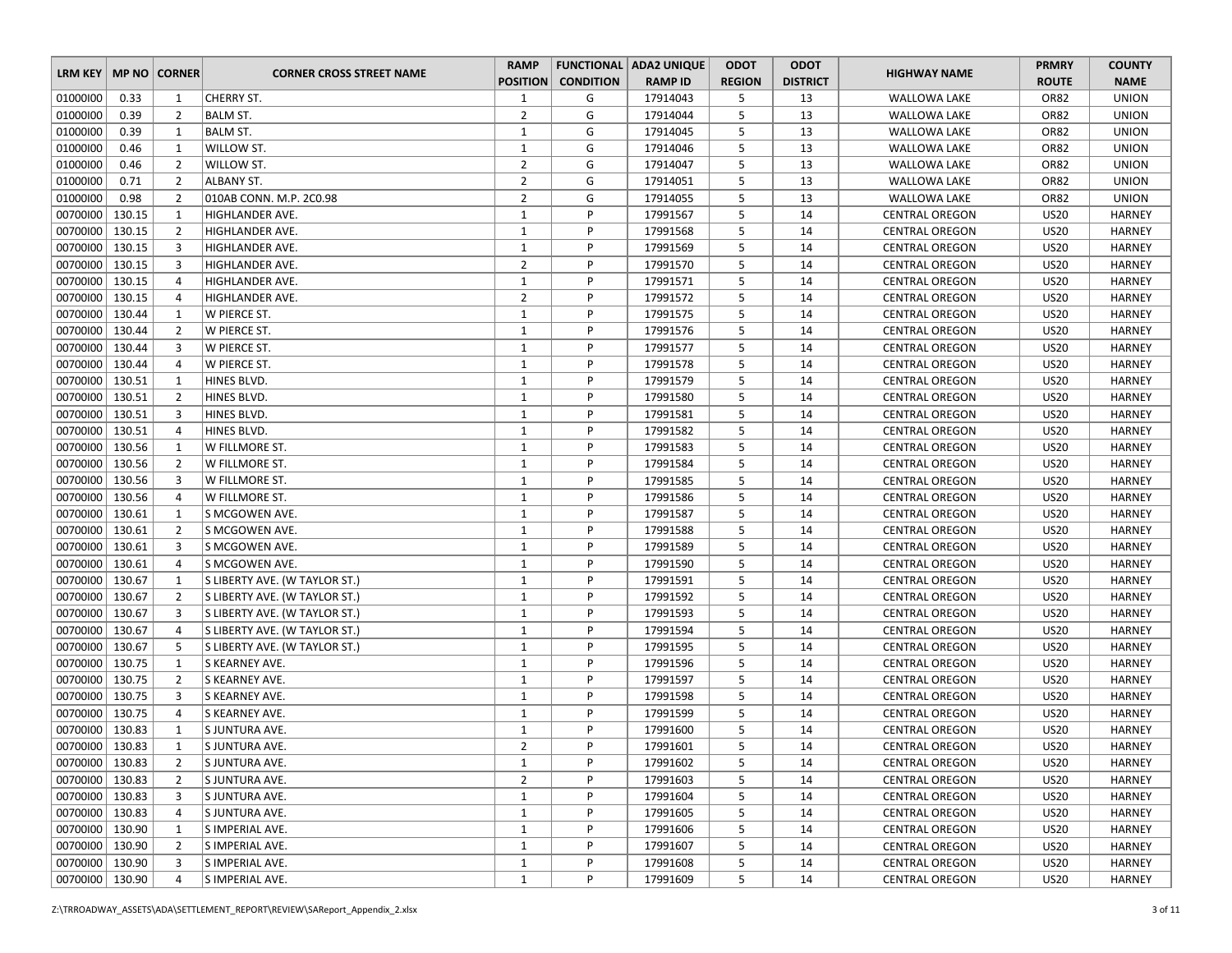| LRM KEY | MP NO | CORNER | CORNER CROSS STREET NAME | RAMP POSITION | FUNCTIONAL CONDITION | ADA2 UNIQUE RAMP ID | ODOT REGION | ODOT DISTRICT | HIGHWAY NAME | PRMRY ROUTE | COUNTY NAME |
|---|---|---|---|---|---|---|---|---|---|---|---|
| 01000I00 | 0.33 | 1 | CHERRY ST. | 1 | G | 17914043 | 5 | 13 | WALLOWA LAKE | OR82 | UNION |
| 01000I00 | 0.39 | 2 | BALM ST. | 2 | G | 17914044 | 5 | 13 | WALLOWA LAKE | OR82 | UNION |
| 01000I00 | 0.39 | 1 | BALM ST. | 1 | G | 17914045 | 5 | 13 | WALLOWA LAKE | OR82 | UNION |
| 01000I00 | 0.46 | 1 | WILLOW ST. | 1 | G | 17914046 | 5 | 13 | WALLOWA LAKE | OR82 | UNION |
| 01000I00 | 0.46 | 2 | WILLOW ST. | 2 | G | 17914047 | 5 | 13 | WALLOWA LAKE | OR82 | UNION |
| 01000I00 | 0.71 | 2 | ALBANY ST. | 2 | G | 17914051 | 5 | 13 | WALLOWA LAKE | OR82 | UNION |
| 01000I00 | 0.98 | 2 | 010AB CONN. M.P. 2C0.98 | 2 | G | 17914055 | 5 | 13 | WALLOWA LAKE | OR82 | UNION |
| 00700I00 | 130.15 | 1 | HIGHLANDER AVE. | 1 | P | 17991567 | 5 | 14 | CENTRAL OREGON | US20 | HARNEY |
| 00700I00 | 130.15 | 2 | HIGHLANDER AVE. | 1 | P | 17991568 | 5 | 14 | CENTRAL OREGON | US20 | HARNEY |
| 00700I00 | 130.15 | 3 | HIGHLANDER AVE. | 1 | P | 17991569 | 5 | 14 | CENTRAL OREGON | US20 | HARNEY |
| 00700I00 | 130.15 | 3 | HIGHLANDER AVE. | 2 | P | 17991570 | 5 | 14 | CENTRAL OREGON | US20 | HARNEY |
| 00700I00 | 130.15 | 4 | HIGHLANDER AVE. | 1 | P | 17991571 | 5 | 14 | CENTRAL OREGON | US20 | HARNEY |
| 00700I00 | 130.15 | 4 | HIGHLANDER AVE. | 2 | P | 17991572 | 5 | 14 | CENTRAL OREGON | US20 | HARNEY |
| 00700I00 | 130.44 | 1 | W PIERCE ST. | 1 | P | 17991575 | 5 | 14 | CENTRAL OREGON | US20 | HARNEY |
| 00700I00 | 130.44 | 2 | W PIERCE ST. | 1 | P | 17991576 | 5 | 14 | CENTRAL OREGON | US20 | HARNEY |
| 00700I00 | 130.44 | 3 | W PIERCE ST. | 1 | P | 17991577 | 5 | 14 | CENTRAL OREGON | US20 | HARNEY |
| 00700I00 | 130.44 | 4 | W PIERCE ST. | 1 | P | 17991578 | 5 | 14 | CENTRAL OREGON | US20 | HARNEY |
| 00700I00 | 130.51 | 1 | HINES BLVD. | 1 | P | 17991579 | 5 | 14 | CENTRAL OREGON | US20 | HARNEY |
| 00700I00 | 130.51 | 2 | HINES BLVD. | 1 | P | 17991580 | 5 | 14 | CENTRAL OREGON | US20 | HARNEY |
| 00700I00 | 130.51 | 3 | HINES BLVD. | 1 | P | 17991581 | 5 | 14 | CENTRAL OREGON | US20 | HARNEY |
| 00700I00 | 130.51 | 4 | HINES BLVD. | 1 | P | 17991582 | 5 | 14 | CENTRAL OREGON | US20 | HARNEY |
| 00700I00 | 130.56 | 1 | W FILLMORE ST. | 1 | P | 17991583 | 5 | 14 | CENTRAL OREGON | US20 | HARNEY |
| 00700I00 | 130.56 | 2 | W FILLMORE ST. | 1 | P | 17991584 | 5 | 14 | CENTRAL OREGON | US20 | HARNEY |
| 00700I00 | 130.56 | 3 | W FILLMORE ST. | 1 | P | 17991585 | 5 | 14 | CENTRAL OREGON | US20 | HARNEY |
| 00700I00 | 130.56 | 4 | W FILLMORE ST. | 1 | P | 17991586 | 5 | 14 | CENTRAL OREGON | US20 | HARNEY |
| 00700I00 | 130.61 | 1 | S MCGOWEN AVE. | 1 | P | 17991587 | 5 | 14 | CENTRAL OREGON | US20 | HARNEY |
| 00700I00 | 130.61 | 2 | S MCGOWEN AVE. | 1 | P | 17991588 | 5 | 14 | CENTRAL OREGON | US20 | HARNEY |
| 00700I00 | 130.61 | 3 | S MCGOWEN AVE. | 1 | P | 17991589 | 5 | 14 | CENTRAL OREGON | US20 | HARNEY |
| 00700I00 | 130.61 | 4 | S MCGOWEN AVE. | 1 | P | 17991590 | 5 | 14 | CENTRAL OREGON | US20 | HARNEY |
| 00700I00 | 130.67 | 1 | S LIBERTY AVE. (W TAYLOR ST.) | 1 | P | 17991591 | 5 | 14 | CENTRAL OREGON | US20 | HARNEY |
| 00700I00 | 130.67 | 2 | S LIBERTY AVE. (W TAYLOR ST.) | 1 | P | 17991592 | 5 | 14 | CENTRAL OREGON | US20 | HARNEY |
| 00700I00 | 130.67 | 3 | S LIBERTY AVE. (W TAYLOR ST.) | 1 | P | 17991593 | 5 | 14 | CENTRAL OREGON | US20 | HARNEY |
| 00700I00 | 130.67 | 4 | S LIBERTY AVE. (W TAYLOR ST.) | 1 | P | 17991594 | 5 | 14 | CENTRAL OREGON | US20 | HARNEY |
| 00700I00 | 130.67 | 5 | S LIBERTY AVE. (W TAYLOR ST.) | 1 | P | 17991595 | 5 | 14 | CENTRAL OREGON | US20 | HARNEY |
| 00700I00 | 130.75 | 1 | S KEARNEY AVE. | 1 | P | 17991596 | 5 | 14 | CENTRAL OREGON | US20 | HARNEY |
| 00700I00 | 130.75 | 2 | S KEARNEY AVE. | 1 | P | 17991597 | 5 | 14 | CENTRAL OREGON | US20 | HARNEY |
| 00700I00 | 130.75 | 3 | S KEARNEY AVE. | 1 | P | 17991598 | 5 | 14 | CENTRAL OREGON | US20 | HARNEY |
| 00700I00 | 130.75 | 4 | S KEARNEY AVE. | 1 | P | 17991599 | 5 | 14 | CENTRAL OREGON | US20 | HARNEY |
| 00700I00 | 130.83 | 1 | S JUNTURA AVE. | 1 | P | 17991600 | 5 | 14 | CENTRAL OREGON | US20 | HARNEY |
| 00700I00 | 130.83 | 1 | S JUNTURA AVE. | 2 | P | 17991601 | 5 | 14 | CENTRAL OREGON | US20 | HARNEY |
| 00700I00 | 130.83 | 2 | S JUNTURA AVE. | 1 | P | 17991602 | 5 | 14 | CENTRAL OREGON | US20 | HARNEY |
| 00700I00 | 130.83 | 2 | S JUNTURA AVE. | 2 | P | 17991603 | 5 | 14 | CENTRAL OREGON | US20 | HARNEY |
| 00700I00 | 130.83 | 3 | S JUNTURA AVE. | 1 | P | 17991604 | 5 | 14 | CENTRAL OREGON | US20 | HARNEY |
| 00700I00 | 130.83 | 4 | S JUNTURA AVE. | 1 | P | 17991605 | 5 | 14 | CENTRAL OREGON | US20 | HARNEY |
| 00700I00 | 130.90 | 1 | S IMPERIAL AVE. | 1 | P | 17991606 | 5 | 14 | CENTRAL OREGON | US20 | HARNEY |
| 00700I00 | 130.90 | 2 | S IMPERIAL AVE. | 1 | P | 17991607 | 5 | 14 | CENTRAL OREGON | US20 | HARNEY |
| 00700I00 | 130.90 | 3 | S IMPERIAL AVE. | 1 | P | 17991608 | 5 | 14 | CENTRAL OREGON | US20 | HARNEY |
| 00700I00 | 130.90 | 4 | S IMPERIAL AVE. | 1 | P | 17991609 | 5 | 14 | CENTRAL OREGON | US20 | HARNEY |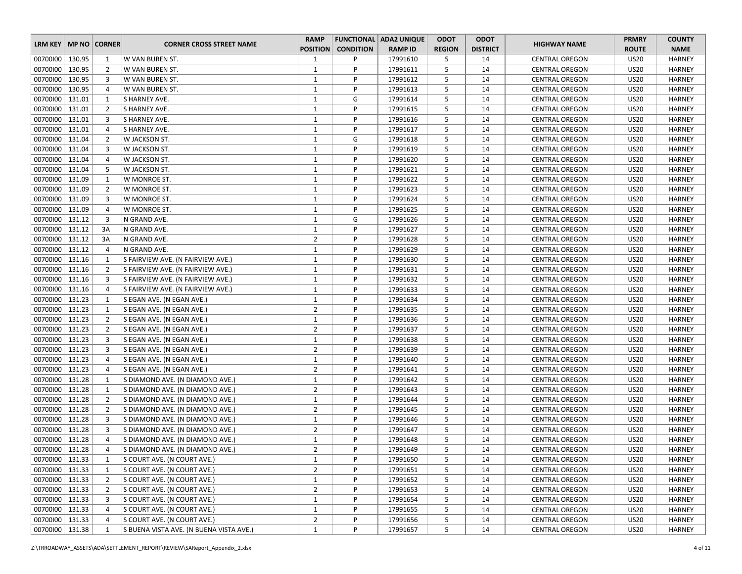| LRM KEY | MP NO | CORNER | CORNER CROSS STREET NAME | RAMP POSITION | FUNCTIONAL CONDITION | ADA2 UNIQUE RAMP ID | ODOT REGION | ODOT DISTRICT | HIGHWAY NAME | PRMRY ROUTE | COUNTY NAME |
|---|---|---|---|---|---|---|---|---|---|---|---|
| 00700I00 | 130.95 | 1 | W VAN BUREN ST. | 1 | P | 17991610 | 5 | 14 | CENTRAL OREGON | US20 | HARNEY |
| 00700I00 | 130.95 | 2 | W VAN BUREN ST. | 1 | P | 17991611 | 5 | 14 | CENTRAL OREGON | US20 | HARNEY |
| 00700I00 | 130.95 | 3 | W VAN BUREN ST. | 1 | P | 17991612 | 5 | 14 | CENTRAL OREGON | US20 | HARNEY |
| 00700I00 | 130.95 | 4 | W VAN BUREN ST. | 1 | P | 17991613 | 5 | 14 | CENTRAL OREGON | US20 | HARNEY |
| 00700I00 | 131.01 | 1 | S HARNEY AVE. | 1 | G | 17991614 | 5 | 14 | CENTRAL OREGON | US20 | HARNEY |
| 00700I00 | 131.01 | 2 | S HARNEY AVE. | 1 | P | 17991615 | 5 | 14 | CENTRAL OREGON | US20 | HARNEY |
| 00700I00 | 131.01 | 3 | S HARNEY AVE. | 1 | P | 17991616 | 5 | 14 | CENTRAL OREGON | US20 | HARNEY |
| 00700I00 | 131.01 | 4 | S HARNEY AVE. | 1 | P | 17991617 | 5 | 14 | CENTRAL OREGON | US20 | HARNEY |
| 00700I00 | 131.04 | 2 | W JACKSON ST. | 1 | G | 17991618 | 5 | 14 | CENTRAL OREGON | US20 | HARNEY |
| 00700I00 | 131.04 | 3 | W JACKSON ST. | 1 | P | 17991619 | 5 | 14 | CENTRAL OREGON | US20 | HARNEY |
| 00700I00 | 131.04 | 4 | W JACKSON ST. | 1 | P | 17991620 | 5 | 14 | CENTRAL OREGON | US20 | HARNEY |
| 00700I00 | 131.04 | 5 | W JACKSON ST. | 1 | P | 17991621 | 5 | 14 | CENTRAL OREGON | US20 | HARNEY |
| 00700I00 | 131.09 | 1 | W MONROE ST. | 1 | P | 17991622 | 5 | 14 | CENTRAL OREGON | US20 | HARNEY |
| 00700I00 | 131.09 | 2 | W MONROE ST. | 1 | P | 17991623 | 5 | 14 | CENTRAL OREGON | US20 | HARNEY |
| 00700I00 | 131.09 | 3 | W MONROE ST. | 1 | P | 17991624 | 5 | 14 | CENTRAL OREGON | US20 | HARNEY |
| 00700I00 | 131.09 | 4 | W MONROE ST. | 1 | P | 17991625 | 5 | 14 | CENTRAL OREGON | US20 | HARNEY |
| 00700I00 | 131.12 | 3 | N GRAND AVE. | 1 | G | 17991626 | 5 | 14 | CENTRAL OREGON | US20 | HARNEY |
| 00700I00 | 131.12 | 3A | N GRAND AVE. | 1 | P | 17991627 | 5 | 14 | CENTRAL OREGON | US20 | HARNEY |
| 00700I00 | 131.12 | 3A | N GRAND AVE. | 2 | P | 17991628 | 5 | 14 | CENTRAL OREGON | US20 | HARNEY |
| 00700I00 | 131.12 | 4 | N GRAND AVE. | 1 | P | 17991629 | 5 | 14 | CENTRAL OREGON | US20 | HARNEY |
| 00700I00 | 131.16 | 1 | S FAIRVIEW AVE. (N FAIRVIEW AVE.) | 1 | P | 17991630 | 5 | 14 | CENTRAL OREGON | US20 | HARNEY |
| 00700I00 | 131.16 | 2 | S FAIRVIEW AVE. (N FAIRVIEW AVE.) | 1 | P | 17991631 | 5 | 14 | CENTRAL OREGON | US20 | HARNEY |
| 00700I00 | 131.16 | 3 | S FAIRVIEW AVE. (N FAIRVIEW AVE.) | 1 | P | 17991632 | 5 | 14 | CENTRAL OREGON | US20 | HARNEY |
| 00700I00 | 131.16 | 4 | S FAIRVIEW AVE. (N FAIRVIEW AVE.) | 1 | P | 17991633 | 5 | 14 | CENTRAL OREGON | US20 | HARNEY |
| 00700I00 | 131.23 | 1 | S EGAN AVE. (N EGAN AVE.) | 1 | P | 17991634 | 5 | 14 | CENTRAL OREGON | US20 | HARNEY |
| 00700I00 | 131.23 | 1 | S EGAN AVE. (N EGAN AVE.) | 2 | P | 17991635 | 5 | 14 | CENTRAL OREGON | US20 | HARNEY |
| 00700I00 | 131.23 | 2 | S EGAN AVE. (N EGAN AVE.) | 1 | P | 17991636 | 5 | 14 | CENTRAL OREGON | US20 | HARNEY |
| 00700I00 | 131.23 | 2 | S EGAN AVE. (N EGAN AVE.) | 2 | P | 17991637 | 5 | 14 | CENTRAL OREGON | US20 | HARNEY |
| 00700I00 | 131.23 | 3 | S EGAN AVE. (N EGAN AVE.) | 1 | P | 17991638 | 5 | 14 | CENTRAL OREGON | US20 | HARNEY |
| 00700I00 | 131.23 | 3 | S EGAN AVE. (N EGAN AVE.) | 2 | P | 17991639 | 5 | 14 | CENTRAL OREGON | US20 | HARNEY |
| 00700I00 | 131.23 | 4 | S EGAN AVE. (N EGAN AVE.) | 1 | P | 17991640 | 5 | 14 | CENTRAL OREGON | US20 | HARNEY |
| 00700I00 | 131.23 | 4 | S EGAN AVE. (N EGAN AVE.) | 2 | P | 17991641 | 5 | 14 | CENTRAL OREGON | US20 | HARNEY |
| 00700I00 | 131.28 | 1 | S DIAMOND AVE. (N DIAMOND AVE.) | 1 | P | 17991642 | 5 | 14 | CENTRAL OREGON | US20 | HARNEY |
| 00700I00 | 131.28 | 1 | S DIAMOND AVE. (N DIAMOND AVE.) | 2 | P | 17991643 | 5 | 14 | CENTRAL OREGON | US20 | HARNEY |
| 00700I00 | 131.28 | 2 | S DIAMOND AVE. (N DIAMOND AVE.) | 1 | P | 17991644 | 5 | 14 | CENTRAL OREGON | US20 | HARNEY |
| 00700I00 | 131.28 | 2 | S DIAMOND AVE. (N DIAMOND AVE.) | 2 | P | 17991645 | 5 | 14 | CENTRAL OREGON | US20 | HARNEY |
| 00700I00 | 131.28 | 3 | S DIAMOND AVE. (N DIAMOND AVE.) | 1 | P | 17991646 | 5 | 14 | CENTRAL OREGON | US20 | HARNEY |
| 00700I00 | 131.28 | 3 | S DIAMOND AVE. (N DIAMOND AVE.) | 2 | P | 17991647 | 5 | 14 | CENTRAL OREGON | US20 | HARNEY |
| 00700I00 | 131.28 | 4 | S DIAMOND AVE. (N DIAMOND AVE.) | 1 | P | 17991648 | 5 | 14 | CENTRAL OREGON | US20 | HARNEY |
| 00700I00 | 131.28 | 4 | S DIAMOND AVE. (N DIAMOND AVE.) | 2 | P | 17991649 | 5 | 14 | CENTRAL OREGON | US20 | HARNEY |
| 00700I00 | 131.33 | 1 | S COURT AVE. (N COURT AVE.) | 1 | P | 17991650 | 5 | 14 | CENTRAL OREGON | US20 | HARNEY |
| 00700I00 | 131.33 | 1 | S COURT AVE. (N COURT AVE.) | 2 | P | 17991651 | 5 | 14 | CENTRAL OREGON | US20 | HARNEY |
| 00700I00 | 131.33 | 2 | S COURT AVE. (N COURT AVE.) | 1 | P | 17991652 | 5 | 14 | CENTRAL OREGON | US20 | HARNEY |
| 00700I00 | 131.33 | 2 | S COURT AVE. (N COURT AVE.) | 2 | P | 17991653 | 5 | 14 | CENTRAL OREGON | US20 | HARNEY |
| 00700I00 | 131.33 | 3 | S COURT AVE. (N COURT AVE.) | 1 | P | 17991654 | 5 | 14 | CENTRAL OREGON | US20 | HARNEY |
| 00700I00 | 131.33 | 4 | S COURT AVE. (N COURT AVE.) | 1 | P | 17991655 | 5 | 14 | CENTRAL OREGON | US20 | HARNEY |
| 00700I00 | 131.33 | 4 | S COURT AVE. (N COURT AVE.) | 2 | P | 17991656 | 5 | 14 | CENTRAL OREGON | US20 | HARNEY |
| 00700I00 | 131.38 | 1 | S BUENA VISTA AVE. (N BUENA VISTA AVE.) | 1 | P | 17991657 | 5 | 14 | CENTRAL OREGON | US20 | HARNEY |

Z:\TRROADWAY_ASSETS\ADA\SETTLEMENT_REPORT\REVIEW\SAReport_Appendix_2.xlsx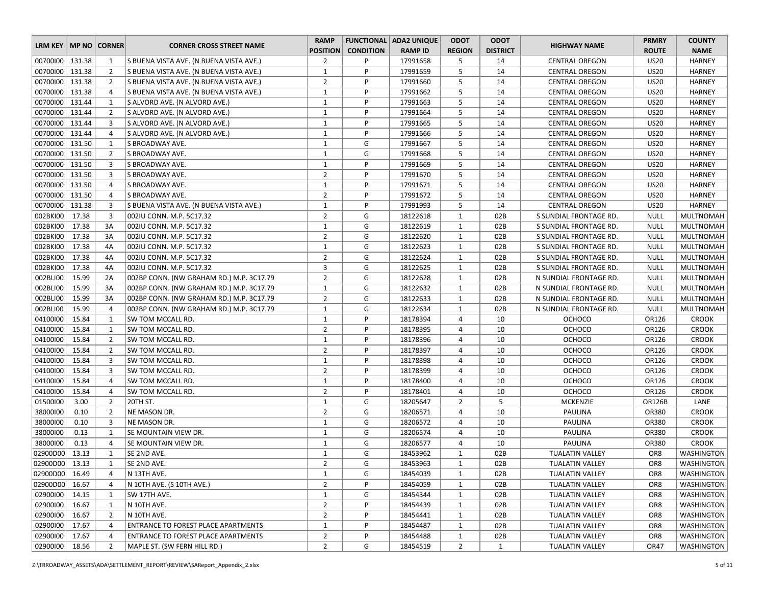| LRM KEY | MP NO | CORNER | CORNER CROSS STREET NAME | RAMP POSITION | FUNCTIONAL CONDITION | ADA2 UNIQUE RAMP ID | ODOT REGION | ODOT DISTRICT | HIGHWAY NAME | PRMRY ROUTE | COUNTY NAME |
|---|---|---|---|---|---|---|---|---|---|---|---|
| 00700I00 | 131.38 | 1 | S BUENA VISTA AVE. (N BUENA VISTA AVE.) | 2 | P | 17991658 | 5 | 14 | CENTRAL OREGON | US20 | HARNEY |
| 00700I00 | 131.38 | 2 | S BUENA VISTA AVE. (N BUENA VISTA AVE.) | 1 | P | 17991659 | 5 | 14 | CENTRAL OREGON | US20 | HARNEY |
| 00700I00 | 131.38 | 2 | S BUENA VISTA AVE. (N BUENA VISTA AVE.) | 2 | P | 17991660 | 5 | 14 | CENTRAL OREGON | US20 | HARNEY |
| 00700I00 | 131.38 | 4 | S BUENA VISTA AVE. (N BUENA VISTA AVE.) | 1 | P | 17991662 | 5 | 14 | CENTRAL OREGON | US20 | HARNEY |
| 00700I00 | 131.44 | 1 | S ALVORD AVE. (N ALVORD AVE.) | 1 | P | 17991663 | 5 | 14 | CENTRAL OREGON | US20 | HARNEY |
| 00700I00 | 131.44 | 2 | S ALVORD AVE. (N ALVORD AVE.) | 1 | P | 17991664 | 5 | 14 | CENTRAL OREGON | US20 | HARNEY |
| 00700I00 | 131.44 | 3 | S ALVORD AVE. (N ALVORD AVE.) | 1 | P | 17991665 | 5 | 14 | CENTRAL OREGON | US20 | HARNEY |
| 00700I00 | 131.44 | 4 | S ALVORD AVE. (N ALVORD AVE.) | 1 | P | 17991666 | 5 | 14 | CENTRAL OREGON | US20 | HARNEY |
| 00700I00 | 131.50 | 1 | S BROADWAY AVE. | 1 | G | 17991667 | 5 | 14 | CENTRAL OREGON | US20 | HARNEY |
| 00700I00 | 131.50 | 2 | S BROADWAY AVE. | 1 | G | 17991668 | 5 | 14 | CENTRAL OREGON | US20 | HARNEY |
| 00700I00 | 131.50 | 3 | S BROADWAY AVE. | 1 | P | 17991669 | 5 | 14 | CENTRAL OREGON | US20 | HARNEY |
| 00700I00 | 131.50 | 3 | S BROADWAY AVE. | 2 | P | 17991670 | 5 | 14 | CENTRAL OREGON | US20 | HARNEY |
| 00700I00 | 131.50 | 4 | S BROADWAY AVE. | 1 | P | 17991671 | 5 | 14 | CENTRAL OREGON | US20 | HARNEY |
| 00700I00 | 131.50 | 4 | S BROADWAY AVE. | 2 | P | 17991672 | 5 | 14 | CENTRAL OREGON | US20 | HARNEY |
| 00700I00 | 131.38 | 3 | S BUENA VISTA AVE. (N BUENA VISTA AVE.) | 1 | P | 17991993 | 5 | 14 | CENTRAL OREGON | US20 | HARNEY |
| 002BKI00 | 17.38 | 3 | 002IU CONN. M.P. 5C17.32 | 2 | G | 18122618 | 1 | 02B | S SUNDIAL FRONTAGE RD. | NULL | MULTNOMAH |
| 002BKI00 | 17.38 | 3A | 002IU CONN. M.P. 5C17.32 | 1 | G | 18122619 | 1 | 02B | S SUNDIAL FRONTAGE RD. | NULL | MULTNOMAH |
| 002BKI00 | 17.38 | 3A | 002IU CONN. M.P. 5C17.32 | 2 | G | 18122620 | 1 | 02B | S SUNDIAL FRONTAGE RD. | NULL | MULTNOMAH |
| 002BKI00 | 17.38 | 4A | 002IU CONN. M.P. 5C17.32 | 1 | G | 18122623 | 1 | 02B | S SUNDIAL FRONTAGE RD. | NULL | MULTNOMAH |
| 002BKI00 | 17.38 | 4A | 002IU CONN. M.P. 5C17.32 | 2 | G | 18122624 | 1 | 02B | S SUNDIAL FRONTAGE RD. | NULL | MULTNOMAH |
| 002BKI00 | 17.38 | 4A | 002IU CONN. M.P. 5C17.32 | 3 | G | 18122625 | 1 | 02B | S SUNDIAL FRONTAGE RD. | NULL | MULTNOMAH |
| 002BLI00 | 15.99 | 2A | 002BP CONN. (NW GRAHAM RD.) M.P. 3C17.79 | 2 | G | 18122628 | 1 | 02B | N SUNDIAL FRONTAGE RD. | NULL | MULTNOMAH |
| 002BLI00 | 15.99 | 3A | 002BP CONN. (NW GRAHAM RD.) M.P. 3C17.79 | 1 | G | 18122632 | 1 | 02B | N SUNDIAL FRONTAGE RD. | NULL | MULTNOMAH |
| 002BLI00 | 15.99 | 3A | 002BP CONN. (NW GRAHAM RD.) M.P. 3C17.79 | 2 | G | 18122633 | 1 | 02B | N SUNDIAL FRONTAGE RD. | NULL | MULTNOMAH |
| 002BLI00 | 15.99 | 4 | 002BP CONN. (NW GRAHAM RD.) M.P. 3C17.79 | 1 | G | 18122634 | 1 | 02B | N SUNDIAL FRONTAGE RD. | NULL | MULTNOMAH |
| 04100I00 | 15.84 | 1 | SW TOM MCCALL RD. | 1 | P | 18178394 | 4 | 10 | OCHOCO | OR126 | CROOK |
| 04100I00 | 15.84 | 1 | SW TOM MCCALL RD. | 2 | P | 18178395 | 4 | 10 | OCHOCO | OR126 | CROOK |
| 04100I00 | 15.84 | 2 | SW TOM MCCALL RD. | 1 | P | 18178396 | 4 | 10 | OCHOCO | OR126 | CROOK |
| 04100I00 | 15.84 | 2 | SW TOM MCCALL RD. | 2 | P | 18178397 | 4 | 10 | OCHOCO | OR126 | CROOK |
| 04100I00 | 15.84 | 3 | SW TOM MCCALL RD. | 1 | P | 18178398 | 4 | 10 | OCHOCO | OR126 | CROOK |
| 04100I00 | 15.84 | 3 | SW TOM MCCALL RD. | 2 | P | 18178399 | 4 | 10 | OCHOCO | OR126 | CROOK |
| 04100I00 | 15.84 | 4 | SW TOM MCCALL RD. | 1 | P | 18178400 | 4 | 10 | OCHOCO | OR126 | CROOK |
| 04100I00 | 15.84 | 4 | SW TOM MCCALL RD. | 2 | P | 18178401 | 4 | 10 | OCHOCO | OR126 | CROOK |
| 01500I00 | 3.00 | 2 | 20TH ST. | 1 | G | 18205647 | 2 | 5 | MCKENZIE | OR126B | LANE |
| 38000I00 | 0.10 | 2 | NE MASON DR. | 2 | G | 18206571 | 4 | 10 | PAULINA | OR380 | CROOK |
| 38000I00 | 0.10 | 3 | NE MASON DR. | 1 | G | 18206572 | 4 | 10 | PAULINA | OR380 | CROOK |
| 38000I00 | 0.13 | 1 | SE MOUNTAIN VIEW DR. | 1 | G | 18206574 | 4 | 10 | PAULINA | OR380 | CROOK |
| 38000I00 | 0.13 | 4 | SE MOUNTAIN VIEW DR. | 1 | G | 18206577 | 4 | 10 | PAULINA | OR380 | CROOK |
| 02900D00 | 13.13 | 1 | SE 2ND AVE. | 1 | G | 18453962 | 1 | 02B | TUALATIN VALLEY | OR8 | WASHINGTON |
| 02900D00 | 13.13 | 1 | SE 2ND AVE. | 2 | G | 18453963 | 1 | 02B | TUALATIN VALLEY | OR8 | WASHINGTON |
| 02900D00 | 16.49 | 4 | N 13TH AVE. | 1 | G | 18454039 | 1 | 02B | TUALATIN VALLEY | OR8 | WASHINGTON |
| 02900D00 | 16.67 | 4 | N 10TH AVE. (S 10TH AVE.) | 2 | P | 18454059 | 1 | 02B | TUALATIN VALLEY | OR8 | WASHINGTON |
| 02900I00 | 14.15 | 1 | SW 17TH AVE. | 1 | G | 18454344 | 1 | 02B | TUALATIN VALLEY | OR8 | WASHINGTON |
| 02900I00 | 16.67 | 1 | N 10TH AVE. | 2 | P | 18454439 | 1 | 02B | TUALATIN VALLEY | OR8 | WASHINGTON |
| 02900I00 | 16.67 | 2 | N 10TH AVE. | 2 | P | 18454441 | 1 | 02B | TUALATIN VALLEY | OR8 | WASHINGTON |
| 02900I00 | 17.67 | 4 | ENTRANCE TO FOREST PLACE APARTMENTS | 1 | P | 18454487 | 1 | 02B | TUALATIN VALLEY | OR8 | WASHINGTON |
| 02900I00 | 17.67 | 4 | ENTRANCE TO FOREST PLACE APARTMENTS | 2 | P | 18454488 | 1 | 02B | TUALATIN VALLEY | OR8 | WASHINGTON |
| 02900I00 | 18.56 | 2 | MAPLE ST. (SW FERN HILL RD.) | 2 | G | 18454519 | 2 | 1 | TUALATIN VALLEY | OR47 | WASHINGTON |

Z:\TRROADWAY_ASSETS\ADA\SETTLEMENT_REPORT\REVIEW\SAReport_Appendix_2.xlsx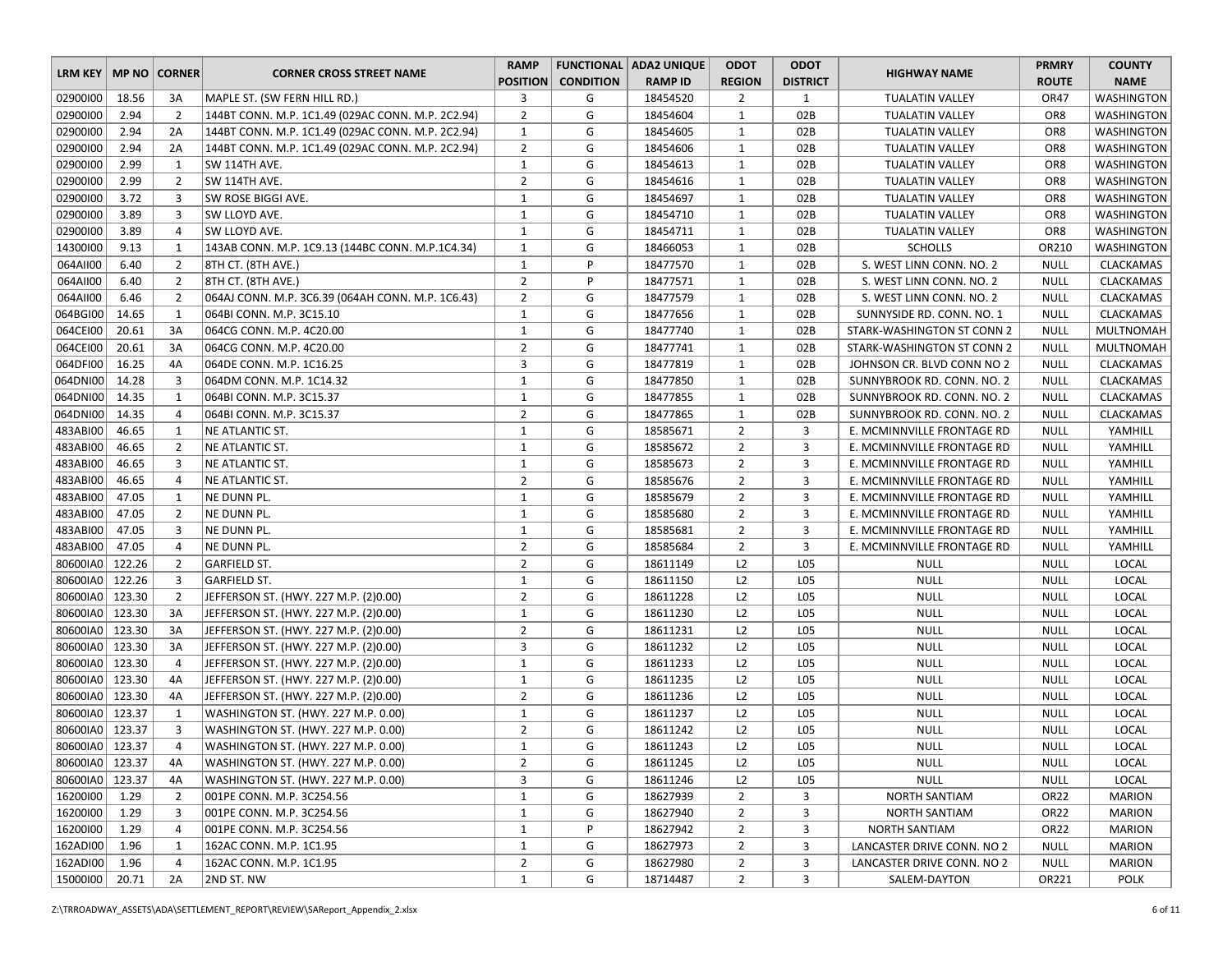| LRM KEY | MP NO | CORNER | CORNER CROSS STREET NAME | RAMP POSITION | FUNCTIONAL CONDITION | ADA2 UNIQUE RAMP ID | ODOT REGION | ODOT DISTRICT | HIGHWAY NAME | PRMRY ROUTE | COUNTY NAME |
|---|---|---|---|---|---|---|---|---|---|---|---|
| 02900I00 | 18.56 | 3A | MAPLE ST. (SW FERN HILL RD.) | 3 | G | 18454520 | 2 | 1 | TUALATIN VALLEY | OR47 | WASHINGTON |
| 02900I00 | 2.94 | 2 | 144BT CONN. M.P. 1C1.49 (029AC CONN. M.P. 2C2.94) | 2 | G | 18454604 | 1 | 02B | TUALATIN VALLEY | OR8 | WASHINGTON |
| 02900I00 | 2.94 | 2A | 144BT CONN. M.P. 1C1.49 (029AC CONN. M.P. 2C2.94) | 1 | G | 18454605 | 1 | 02B | TUALATIN VALLEY | OR8 | WASHINGTON |
| 02900I00 | 2.94 | 2A | 144BT CONN. M.P. 1C1.49 (029AC CONN. M.P. 2C2.94) | 2 | G | 18454606 | 1 | 02B | TUALATIN VALLEY | OR8 | WASHINGTON |
| 02900I00 | 2.99 | 1 | SW 114TH AVE. | 1 | G | 18454613 | 1 | 02B | TUALATIN VALLEY | OR8 | WASHINGTON |
| 02900I00 | 2.99 | 2 | SW 114TH AVE. | 2 | G | 18454616 | 1 | 02B | TUALATIN VALLEY | OR8 | WASHINGTON |
| 02900I00 | 3.72 | 3 | SW ROSE BIGGI AVE. | 1 | G | 18454697 | 1 | 02B | TUALATIN VALLEY | OR8 | WASHINGTON |
| 02900I00 | 3.89 | 3 | SW LLOYD AVE. | 1 | G | 18454710 | 1 | 02B | TUALATIN VALLEY | OR8 | WASHINGTON |
| 02900I00 | 3.89 | 4 | SW LLOYD AVE. | 1 | G | 18454711 | 1 | 02B | TUALATIN VALLEY | OR8 | WASHINGTON |
| 14300I00 | 9.13 | 1 | 143AB CONN. M.P. 1C9.13 (144BC CONN. M.P.1C4.34) | 1 | G | 18466053 | 1 | 02B | SCHOLLS | OR210 | WASHINGTON |
| 064AII00 | 6.40 | 2 | 8TH CT. (8TH AVE.) | 1 | P | 18477570 | 1 | 02B | S. WEST LINN CONN. NO. 2 | NULL | CLACKAMAS |
| 064AII00 | 6.40 | 2 | 8TH CT. (8TH AVE.) | 2 | P | 18477571 | 1 | 02B | S. WEST LINN CONN. NO. 2 | NULL | CLACKAMAS |
| 064AII00 | 6.46 | 2 | 064AJ CONN. M.P. 3C6.39 (064AH CONN. M.P. 1C6.43) | 2 | G | 18477579 | 1 | 02B | S. WEST LINN CONN. NO. 2 | NULL | CLACKAMAS |
| 064BGI00 | 14.65 | 1 | 064BI CONN. M.P. 3C15.10 | 1 | G | 18477656 | 1 | 02B | SUNNYSIDE RD. CONN. NO. 1 | NULL | CLACKAMAS |
| 064CEI00 | 20.61 | 3A | 064CG CONN. M.P. 4C20.00 | 1 | G | 18477740 | 1 | 02B | STARK-WASHINGTON ST CONN 2 | NULL | MULTNOMAH |
| 064CEI00 | 20.61 | 3A | 064CG CONN. M.P. 4C20.00 | 2 | G | 18477741 | 1 | 02B | STARK-WASHINGTON ST CONN 2 | NULL | MULTNOMAH |
| 064DFI00 | 16.25 | 4A | 064DE CONN. M.P. 1C16.25 | 3 | G | 18477819 | 1 | 02B | JOHNSON CR. BLVD CONN NO 2 | NULL | CLACKAMAS |
| 064DNI00 | 14.28 | 3 | 064DM CONN. M.P. 1C14.32 | 1 | G | 18477850 | 1 | 02B | SUNNYBROOK RD. CONN. NO. 2 | NULL | CLACKAMAS |
| 064DNI00 | 14.35 | 1 | 064BI CONN. M.P. 3C15.37 | 1 | G | 18477855 | 1 | 02B | SUNNYBROOK RD. CONN. NO. 2 | NULL | CLACKAMAS |
| 064DNI00 | 14.35 | 4 | 064BI CONN. M.P. 3C15.37 | 2 | G | 18477865 | 1 | 02B | SUNNYBROOK RD. CONN. NO. 2 | NULL | CLACKAMAS |
| 483ABI00 | 46.65 | 1 | NE ATLANTIC ST. | 1 | G | 18585671 | 2 | 3 | E. MCMINNVILLE FRONTAGE RD | NULL | YAMHILL |
| 483ABI00 | 46.65 | 2 | NE ATLANTIC ST. | 1 | G | 18585672 | 2 | 3 | E. MCMINNVILLE FRONTAGE RD | NULL | YAMHILL |
| 483ABI00 | 46.65 | 3 | NE ATLANTIC ST. | 1 | G | 18585673 | 2 | 3 | E. MCMINNVILLE FRONTAGE RD | NULL | YAMHILL |
| 483ABI00 | 46.65 | 4 | NE ATLANTIC ST. | 2 | G | 18585676 | 2 | 3 | E. MCMINNVILLE FRONTAGE RD | NULL | YAMHILL |
| 483ABI00 | 47.05 | 1 | NE DUNN PL. | 1 | G | 18585679 | 2 | 3 | E. MCMINNVILLE FRONTAGE RD | NULL | YAMHILL |
| 483ABI00 | 47.05 | 2 | NE DUNN PL. | 1 | G | 18585680 | 2 | 3 | E. MCMINNVILLE FRONTAGE RD | NULL | YAMHILL |
| 483ABI00 | 47.05 | 3 | NE DUNN PL. | 1 | G | 18585681 | 2 | 3 | E. MCMINNVILLE FRONTAGE RD | NULL | YAMHILL |
| 483ABI00 | 47.05 | 4 | NE DUNN PL. | 2 | G | 18585684 | 2 | 3 | E. MCMINNVILLE FRONTAGE RD | NULL | YAMHILL |
| 80600IA0 | 122.26 | 2 | GARFIELD ST. | 2 | G | 18611149 | L2 | L05 | NULL | NULL | LOCAL |
| 80600IA0 | 122.26 | 3 | GARFIELD ST. | 1 | G | 18611150 | L2 | L05 | NULL | NULL | LOCAL |
| 80600IA0 | 123.30 | 2 | JEFFERSON ST. (HWY. 227 M.P. (2)0.00) | 2 | G | 18611228 | L2 | L05 | NULL | NULL | LOCAL |
| 80600IA0 | 123.30 | 3A | JEFFERSON ST. (HWY. 227 M.P. (2)0.00) | 1 | G | 18611230 | L2 | L05 | NULL | NULL | LOCAL |
| 80600IA0 | 123.30 | 3A | JEFFERSON ST. (HWY. 227 M.P. (2)0.00) | 2 | G | 18611231 | L2 | L05 | NULL | NULL | LOCAL |
| 80600IA0 | 123.30 | 3A | JEFFERSON ST. (HWY. 227 M.P. (2)0.00) | 3 | G | 18611232 | L2 | L05 | NULL | NULL | LOCAL |
| 80600IA0 | 123.30 | 4 | JEFFERSON ST. (HWY. 227 M.P. (2)0.00) | 1 | G | 18611233 | L2 | L05 | NULL | NULL | LOCAL |
| 80600IA0 | 123.30 | 4A | JEFFERSON ST. (HWY. 227 M.P. (2)0.00) | 1 | G | 18611235 | L2 | L05 | NULL | NULL | LOCAL |
| 80600IA0 | 123.30 | 4A | JEFFERSON ST. (HWY. 227 M.P. (2)0.00) | 2 | G | 18611236 | L2 | L05 | NULL | NULL | LOCAL |
| 80600IA0 | 123.37 | 1 | WASHINGTON ST. (HWY. 227 M.P. 0.00) | 1 | G | 18611237 | L2 | L05 | NULL | NULL | LOCAL |
| 80600IA0 | 123.37 | 3 | WASHINGTON ST. (HWY. 227 M.P. 0.00) | 2 | G | 18611242 | L2 | L05 | NULL | NULL | LOCAL |
| 80600IA0 | 123.37 | 4 | WASHINGTON ST. (HWY. 227 M.P. 0.00) | 1 | G | 18611243 | L2 | L05 | NULL | NULL | LOCAL |
| 80600IA0 | 123.37 | 4A | WASHINGTON ST. (HWY. 227 M.P. 0.00) | 2 | G | 18611245 | L2 | L05 | NULL | NULL | LOCAL |
| 80600IA0 | 123.37 | 4A | WASHINGTON ST. (HWY. 227 M.P. 0.00) | 3 | G | 18611246 | L2 | L05 | NULL | NULL | LOCAL |
| 16200I00 | 1.29 | 2 | 001PE CONN. M.P. 3C254.56 | 1 | G | 18627939 | 2 | 3 | NORTH SANTIAM | OR22 | MARION |
| 16200I00 | 1.29 | 3 | 001PE CONN. M.P. 3C254.56 | 1 | G | 18627940 | 2 | 3 | NORTH SANTIAM | OR22 | MARION |
| 16200I00 | 1.29 | 4 | 001PE CONN. M.P. 3C254.56 | 1 | P | 18627942 | 2 | 3 | NORTH SANTIAM | OR22 | MARION |
| 162ADI00 | 1.96 | 1 | 162AC CONN. M.P. 1C1.95 | 1 | G | 18627973 | 2 | 3 | LANCASTER DRIVE CONN. NO 2 | NULL | MARION |
| 162ADI00 | 1.96 | 4 | 162AC CONN. M.P. 1C1.95 | 2 | G | 18627980 | 2 | 3 | LANCASTER DRIVE CONN. NO 2 | NULL | MARION |
| 15000I00 | 20.71 | 2A | 2ND ST. NW | 1 | G | 18714487 | 2 | 3 | SALEM-DAYTON | OR221 | POLK |

Z:\TRROADWAY_ASSETS\ADA\SETTLEMENT_REPORT\REVIEW\SAReport_Appendix_2.xlsx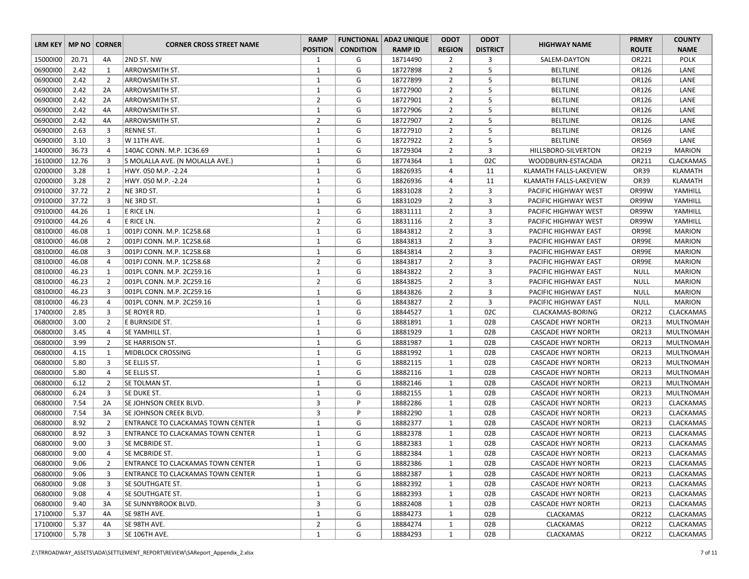| LRM KEY | MP NO | CORNER | CORNER CROSS STREET NAME | RAMP POSITION | FUNCTIONAL CONDITION | ADA2 UNIQUE RAMP ID | ODOT REGION | ODOT DISTRICT | HIGHWAY NAME | PRMRY ROUTE | COUNTY NAME |
|---|---|---|---|---|---|---|---|---|---|---|---|
| 15000I00 | 20.71 | 4A | 2ND ST. NW | 1 | G | 18714490 | 2 | 3 | SALEM-DAYTON | OR221 | POLK |
| 06900I00 | 2.42 | 1 | ARROWSMITH ST. | 1 | G | 18727898 | 2 | 5 | BELTLINE | OR126 | LANE |
| 06900I00 | 2.42 | 2 | ARROWSMITH ST. | 1 | G | 18727899 | 2 | 5 | BELTLINE | OR126 | LANE |
| 06900I00 | 2.42 | 2A | ARROWSMITH ST. | 1 | G | 18727900 | 2 | 5 | BELTLINE | OR126 | LANE |
| 06900I00 | 2.42 | 2A | ARROWSMITH ST. | 2 | G | 18727901 | 2 | 5 | BELTLINE | OR126 | LANE |
| 06900I00 | 2.42 | 4A | ARROWSMITH ST. | 1 | G | 18727906 | 2 | 5 | BELTLINE | OR126 | LANE |
| 06900I00 | 2.42 | 4A | ARROWSMITH ST. | 2 | G | 18727907 | 2 | 5 | BELTLINE | OR126 | LANE |
| 06900I00 | 2.63 | 3 | RENNE ST. | 1 | G | 18727910 | 2 | 5 | BELTLINE | OR126 | LANE |
| 06900I00 | 3.10 | 3 | W 11TH AVE. | 1 | G | 18727922 | 2 | 5 | BELTLINE | OR569 | LANE |
| 14000I00 | 36.73 | 4 | 140AC CONN. M.P. 1C36.69 | 1 | G | 18729304 | 2 | 3 | HILLSBORO-SILVERTON | OR219 | MARION |
| 16100I00 | 12.76 | 3 | S MOLALLA AVE. (N MOLALLA AVE.) | 1 | G | 18774364 | 1 | 02C | WOODBURN-ESTACADA | OR211 | CLACKAMAS |
| 02000I00 | 3.28 | 1 | HWY. 050 M.P. -2.24 | 1 | G | 18826935 | 4 | 11 | KLAMATH FALLS-LAKEVIEW | OR39 | KLAMATH |
| 02000I00 | 3.28 | 2 | HWY. 050 M.P. -2.24 | 1 | G | 18826936 | 4 | 11 | KLAMATH FALLS-LAKEVIEW | OR39 | KLAMATH |
| 09100I00 | 37.72 | 2 | NE 3RD ST. | 1 | G | 18831028 | 2 | 3 | PACIFIC HIGHWAY WEST | OR99W | YAMHILL |
| 09100I00 | 37.72 | 3 | NE 3RD ST. | 1 | G | 18831029 | 2 | 3 | PACIFIC HIGHWAY WEST | OR99W | YAMHILL |
| 09100I00 | 44.26 | 1 | E RICE LN. | 1 | G | 18831111 | 2 | 3 | PACIFIC HIGHWAY WEST | OR99W | YAMHILL |
| 09100I00 | 44.26 | 4 | E RICE LN. | 2 | G | 18831116 | 2 | 3 | PACIFIC HIGHWAY WEST | OR99W | YAMHILL |
| 08100I00 | 46.08 | 1 | 001PJ CONN. M.P. 1C258.68 | 1 | G | 18843812 | 2 | 3 | PACIFIC HIGHWAY EAST | OR99E | MARION |
| 08100I00 | 46.08 | 2 | 001PJ CONN. M.P. 1C258.68 | 1 | G | 18843813 | 2 | 3 | PACIFIC HIGHWAY EAST | OR99E | MARION |
| 08100I00 | 46.08 | 3 | 001PJ CONN. M.P. 1C258.68 | 1 | G | 18843814 | 2 | 3 | PACIFIC HIGHWAY EAST | OR99E | MARION |
| 08100I00 | 46.08 | 4 | 001PJ CONN. M.P. 1C258.68 | 2 | G | 18843817 | 2 | 3 | PACIFIC HIGHWAY EAST | OR99E | MARION |
| 08100I00 | 46.23 | 1 | 001PL CONN. M.P. 2C259.16 | 1 | G | 18843822 | 2 | 3 | PACIFIC HIGHWAY EAST | NULL | MARION |
| 08100I00 | 46.23 | 2 | 001PL CONN. M.P. 2C259.16 | 2 | G | 18843825 | 2 | 3 | PACIFIC HIGHWAY EAST | NULL | MARION |
| 08100I00 | 46.23 | 3 | 001PL CONN. M.P. 2C259.16 | 1 | G | 18843826 | 2 | 3 | PACIFIC HIGHWAY EAST | NULL | MARION |
| 08100I00 | 46.23 | 4 | 001PL CONN. M.P. 2C259.16 | 1 | G | 18843827 | 2 | 3 | PACIFIC HIGHWAY EAST | NULL | MARION |
| 17400I00 | 2.85 | 3 | SE ROYER RD. | 1 | G | 18844527 | 1 | 02C | CLACKAMAS-BORING | OR212 | CLACKAMAS |
| 06800I00 | 3.00 | 2 | E BURNSIDE ST. | 1 | G | 18881891 | 1 | 02B | CASCADE HWY NORTH | OR213 | MULTNOMAH |
| 06800I00 | 3.45 | 4 | SE YAMHILL ST. | 1 | G | 18881929 | 1 | 02B | CASCADE HWY NORTH | OR213 | MULTNOMAH |
| 06800I00 | 3.99 | 2 | SE HARRISON ST. | 1 | G | 18881987 | 1 | 02B | CASCADE HWY NORTH | OR213 | MULTNOMAH |
| 06800I00 | 4.15 | 1 | MIDBLOCK CROSSING | 1 | G | 18881992 | 1 | 02B | CASCADE HWY NORTH | OR213 | MULTNOMAH |
| 06800I00 | 5.80 | 3 | SE ELLIS ST. | 1 | G | 18882115 | 1 | 02B | CASCADE HWY NORTH | OR213 | MULTNOMAH |
| 06800I00 | 5.80 | 4 | SE ELLIS ST. | 1 | G | 18882116 | 1 | 02B | CASCADE HWY NORTH | OR213 | MULTNOMAH |
| 06800I00 | 6.12 | 2 | SE TOLMAN ST. | 1 | G | 18882146 | 1 | 02B | CASCADE HWY NORTH | OR213 | MULTNOMAH |
| 06800I00 | 6.24 | 3 | SE DUKE ST. | 1 | G | 18882155 | 1 | 02B | CASCADE HWY NORTH | OR213 | MULTNOMAH |
| 06800I00 | 7.54 | 2A | SE JOHNSON CREEK BLVD. | 3 | P | 18882286 | 1 | 02B | CASCADE HWY NORTH | OR213 | CLACKAMAS |
| 06800I00 | 7.54 | 3A | SE JOHNSON CREEK BLVD. | 3 | P | 18882290 | 1 | 02B | CASCADE HWY NORTH | OR213 | CLACKAMAS |
| 06800I00 | 8.92 | 2 | ENTRANCE TO CLACKAMAS TOWN CENTER | 1 | G | 18882377 | 1 | 02B | CASCADE HWY NORTH | OR213 | CLACKAMAS |
| 06800I00 | 8.92 | 3 | ENTRANCE TO CLACKAMAS TOWN CENTER | 1 | G | 18882378 | 1 | 02B | CASCADE HWY NORTH | OR213 | CLACKAMAS |
| 06800I00 | 9.00 | 3 | SE MCBRIDE ST. | 1 | G | 18882383 | 1 | 02B | CASCADE HWY NORTH | OR213 | CLACKAMAS |
| 06800I00 | 9.00 | 4 | SE MCBRIDE ST. | 1 | G | 18882384 | 1 | 02B | CASCADE HWY NORTH | OR213 | CLACKAMAS |
| 06800I00 | 9.06 | 2 | ENTRANCE TO CLACKAMAS TOWN CENTER | 1 | G | 18882386 | 1 | 02B | CASCADE HWY NORTH | OR213 | CLACKAMAS |
| 06800I00 | 9.06 | 3 | ENTRANCE TO CLACKAMAS TOWN CENTER | 1 | G | 18882387 | 1 | 02B | CASCADE HWY NORTH | OR213 | CLACKAMAS |
| 06800I00 | 9.08 | 3 | SE SOUTHGATE ST. | 1 | G | 18882392 | 1 | 02B | CASCADE HWY NORTH | OR213 | CLACKAMAS |
| 06800I00 | 9.08 | 4 | SE SOUTHGATE ST. | 1 | G | 18882393 | 1 | 02B | CASCADE HWY NORTH | OR213 | CLACKAMAS |
| 06800I00 | 9.40 | 3A | SE SUNNYBROOK BLVD. | 3 | G | 18882408 | 1 | 02B | CASCADE HWY NORTH | OR213 | CLACKAMAS |
| 17100I00 | 5.37 | 4A | SE 98TH AVE. | 1 | G | 18884273 | 1 | 02B | CLACKAMAS | OR212 | CLACKAMAS |
| 17100I00 | 5.37 | 4A | SE 98TH AVE. | 2 | G | 18884274 | 1 | 02B | CLACKAMAS | OR212 | CLACKAMAS |
| 17100I00 | 5.78 | 3 | SE 106TH AVE. | 1 | G | 18884293 | 1 | 02B | CLACKAMAS | OR212 | CLACKAMAS |

Z:\TRROADWAY_ASSETS\ADA\SETTLEMENT_REPORT\REVIEW\SAReport_Appendix_2.xlsx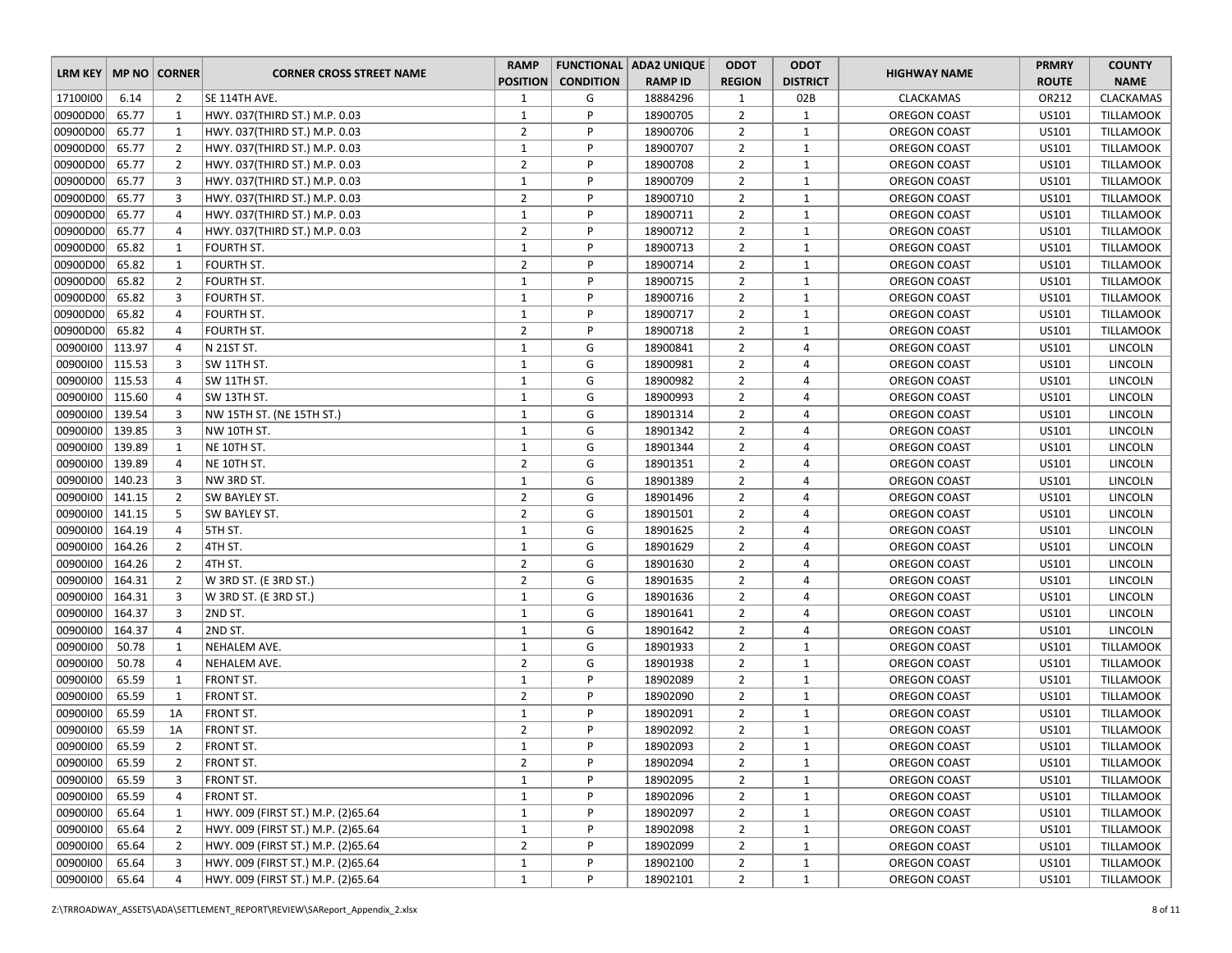| LRM KEY | MP NO | CORNER | CORNER CROSS STREET NAME | RAMP POSITION | FUNCTIONAL CONDITION | ADA2 UNIQUE RAMP ID | ODOT REGION | ODOT DISTRICT | HIGHWAY NAME | PRMRY ROUTE | COUNTY NAME |
|---|---|---|---|---|---|---|---|---|---|---|---|
| 17100I00 | 6.14 | 2 | SE 114TH AVE. | 1 | G | 18884296 | 1 | 02B | CLACKAMAS | OR212 | CLACKAMAS |
| 00900D00 | 65.77 | 1 | HWY. 037(THIRD ST.) M.P. 0.03 | 1 | P | 18900705 | 2 | 1 | OREGON COAST | US101 | TILLAMOOK |
| 00900D00 | 65.77 | 1 | HWY. 037(THIRD ST.) M.P. 0.03 | 2 | P | 18900706 | 2 | 1 | OREGON COAST | US101 | TILLAMOOK |
| 00900D00 | 65.77 | 2 | HWY. 037(THIRD ST.) M.P. 0.03 | 1 | P | 18900707 | 2 | 1 | OREGON COAST | US101 | TILLAMOOK |
| 00900D00 | 65.77 | 2 | HWY. 037(THIRD ST.) M.P. 0.03 | 2 | P | 18900708 | 2 | 1 | OREGON COAST | US101 | TILLAMOOK |
| 00900D00 | 65.77 | 3 | HWY. 037(THIRD ST.) M.P. 0.03 | 1 | P | 18900709 | 2 | 1 | OREGON COAST | US101 | TILLAMOOK |
| 00900D00 | 65.77 | 3 | HWY. 037(THIRD ST.) M.P. 0.03 | 2 | P | 18900710 | 2 | 1 | OREGON COAST | US101 | TILLAMOOK |
| 00900D00 | 65.77 | 4 | HWY. 037(THIRD ST.) M.P. 0.03 | 1 | P | 18900711 | 2 | 1 | OREGON COAST | US101 | TILLAMOOK |
| 00900D00 | 65.77 | 4 | HWY. 037(THIRD ST.) M.P. 0.03 | 2 | P | 18900712 | 2 | 1 | OREGON COAST | US101 | TILLAMOOK |
| 00900D00 | 65.82 | 1 | FOURTH ST. | 1 | P | 18900713 | 2 | 1 | OREGON COAST | US101 | TILLAMOOK |
| 00900D00 | 65.82 | 1 | FOURTH ST. | 2 | P | 18900714 | 2 | 1 | OREGON COAST | US101 | TILLAMOOK |
| 00900D00 | 65.82 | 2 | FOURTH ST. | 1 | P | 18900715 | 2 | 1 | OREGON COAST | US101 | TILLAMOOK |
| 00900D00 | 65.82 | 3 | FOURTH ST. | 1 | P | 18900716 | 2 | 1 | OREGON COAST | US101 | TILLAMOOK |
| 00900D00 | 65.82 | 4 | FOURTH ST. | 1 | P | 18900717 | 2 | 1 | OREGON COAST | US101 | TILLAMOOK |
| 00900D00 | 65.82 | 4 | FOURTH ST. | 2 | P | 18900718 | 2 | 1 | OREGON COAST | US101 | TILLAMOOK |
| 00900I00 | 113.97 | 4 | N 21ST ST. | 1 | G | 18900841 | 2 | 4 | OREGON COAST | US101 | LINCOLN |
| 00900I00 | 115.53 | 3 | SW 11TH ST. | 1 | G | 18900981 | 2 | 4 | OREGON COAST | US101 | LINCOLN |
| 00900I00 | 115.53 | 4 | SW 11TH ST. | 1 | G | 18900982 | 2 | 4 | OREGON COAST | US101 | LINCOLN |
| 00900I00 | 115.60 | 4 | SW 13TH ST. | 1 | G | 18900993 | 2 | 4 | OREGON COAST | US101 | LINCOLN |
| 00900I00 | 139.54 | 3 | NW 15TH ST. (NE 15TH ST.) | 1 | G | 18901314 | 2 | 4 | OREGON COAST | US101 | LINCOLN |
| 00900I00 | 139.85 | 3 | NW 10TH ST. | 1 | G | 18901342 | 2 | 4 | OREGON COAST | US101 | LINCOLN |
| 00900I00 | 139.89 | 1 | NE 10TH ST. | 1 | G | 18901344 | 2 | 4 | OREGON COAST | US101 | LINCOLN |
| 00900I00 | 139.89 | 4 | NE 10TH ST. | 2 | G | 18901351 | 2 | 4 | OREGON COAST | US101 | LINCOLN |
| 00900I00 | 140.23 | 3 | NW 3RD ST. | 1 | G | 18901389 | 2 | 4 | OREGON COAST | US101 | LINCOLN |
| 00900I00 | 141.15 | 2 | SW BAYLEY ST. | 2 | G | 18901496 | 2 | 4 | OREGON COAST | US101 | LINCOLN |
| 00900I00 | 141.15 | 5 | SW BAYLEY ST. | 2 | G | 18901501 | 2 | 4 | OREGON COAST | US101 | LINCOLN |
| 00900I00 | 164.19 | 4 | 5TH ST. | 1 | G | 18901625 | 2 | 4 | OREGON COAST | US101 | LINCOLN |
| 00900I00 | 164.26 | 2 | 4TH ST. | 1 | G | 18901629 | 2 | 4 | OREGON COAST | US101 | LINCOLN |
| 00900I00 | 164.26 | 2 | 4TH ST. | 2 | G | 18901630 | 2 | 4 | OREGON COAST | US101 | LINCOLN |
| 00900I00 | 164.31 | 2 | W 3RD ST. (E 3RD ST.) | 2 | G | 18901635 | 2 | 4 | OREGON COAST | US101 | LINCOLN |
| 00900I00 | 164.31 | 3 | W 3RD ST. (E 3RD ST.) | 1 | G | 18901636 | 2 | 4 | OREGON COAST | US101 | LINCOLN |
| 00900I00 | 164.37 | 3 | 2ND ST. | 1 | G | 18901641 | 2 | 4 | OREGON COAST | US101 | LINCOLN |
| 00900I00 | 164.37 | 4 | 2ND ST. | 1 | G | 18901642 | 2 | 4 | OREGON COAST | US101 | LINCOLN |
| 00900I00 | 50.78 | 1 | NEHALEM AVE. | 1 | G | 18901933 | 2 | 1 | OREGON COAST | US101 | TILLAMOOK |
| 00900I00 | 50.78 | 4 | NEHALEM AVE. | 2 | G | 18901938 | 2 | 1 | OREGON COAST | US101 | TILLAMOOK |
| 00900I00 | 65.59 | 1 | FRONT ST. | 1 | P | 18902089 | 2 | 1 | OREGON COAST | US101 | TILLAMOOK |
| 00900I00 | 65.59 | 1 | FRONT ST. | 2 | P | 18902090 | 2 | 1 | OREGON COAST | US101 | TILLAMOOK |
| 00900I00 | 65.59 | 1A | FRONT ST. | 1 | P | 18902091 | 2 | 1 | OREGON COAST | US101 | TILLAMOOK |
| 00900I00 | 65.59 | 1A | FRONT ST. | 2 | P | 18902092 | 2 | 1 | OREGON COAST | US101 | TILLAMOOK |
| 00900I00 | 65.59 | 2 | FRONT ST. | 1 | P | 18902093 | 2 | 1 | OREGON COAST | US101 | TILLAMOOK |
| 00900I00 | 65.59 | 2 | FRONT ST. | 2 | P | 18902094 | 2 | 1 | OREGON COAST | US101 | TILLAMOOK |
| 00900I00 | 65.59 | 3 | FRONT ST. | 1 | P | 18902095 | 2 | 1 | OREGON COAST | US101 | TILLAMOOK |
| 00900I00 | 65.59 | 4 | FRONT ST. | 1 | P | 18902096 | 2 | 1 | OREGON COAST | US101 | TILLAMOOK |
| 00900I00 | 65.64 | 1 | HWY. 009 (FIRST ST.) M.P. (2)65.64 | 1 | P | 18902097 | 2 | 1 | OREGON COAST | US101 | TILLAMOOK |
| 00900I00 | 65.64 | 2 | HWY. 009 (FIRST ST.) M.P. (2)65.64 | 1 | P | 18902098 | 2 | 1 | OREGON COAST | US101 | TILLAMOOK |
| 00900I00 | 65.64 | 2 | HWY. 009 (FIRST ST.) M.P. (2)65.64 | 2 | P | 18902099 | 2 | 1 | OREGON COAST | US101 | TILLAMOOK |
| 00900I00 | 65.64 | 3 | HWY. 009 (FIRST ST.) M.P. (2)65.64 | 1 | P | 18902100 | 2 | 1 | OREGON COAST | US101 | TILLAMOOK |
| 00900I00 | 65.64 | 4 | HWY. 009 (FIRST ST.) M.P. (2)65.64 | 1 | P | 18902101 | 2 | 1 | OREGON COAST | US101 | TILLAMOOK |

Z:\TRROADWAY_ASSETS\ADA\SETTLEMENT_REPORT\REVIEW\SAReport_Appendix_2.xlsx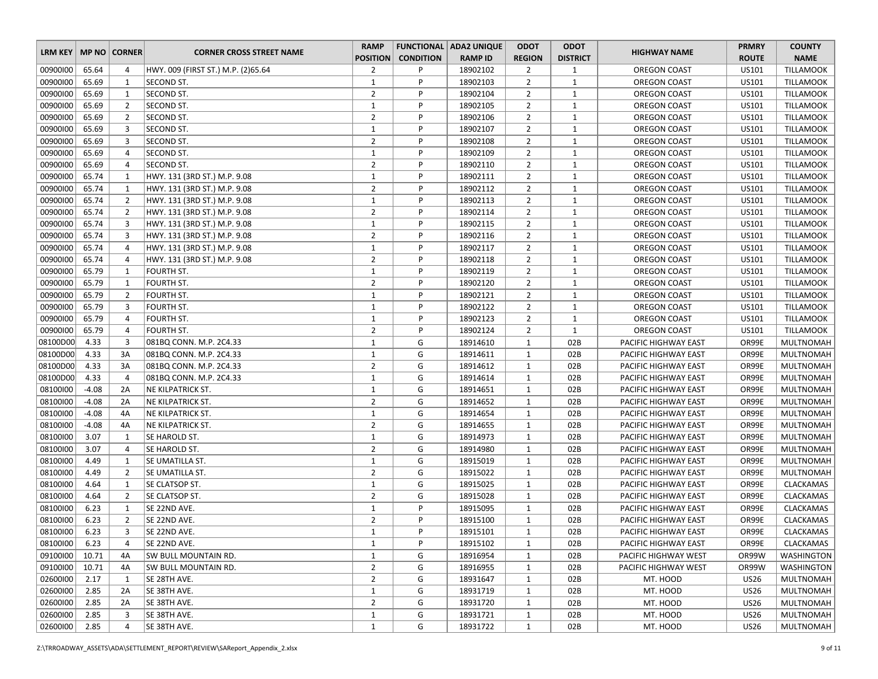| LRM KEY | MP NO | CORNER | CORNER CROSS STREET NAME | RAMP POSITION | FUNCTIONAL CONDITION | ADA2 UNIQUE RAMP ID | ODOT REGION | ODOT DISTRICT | HIGHWAY NAME | PRMRY ROUTE | COUNTY NAME |
|---|---|---|---|---|---|---|---|---|---|---|---|
| 00900I00 | 65.64 | 4 | HWY. 009 (FIRST ST.) M.P. (2)65.64 | 2 | P | 18902102 | 2 | 1 | OREGON COAST | US101 | TILLAMOOK |
| 00900I00 | 65.69 | 1 | SECOND ST. | 1 | P | 18902103 | 2 | 1 | OREGON COAST | US101 | TILLAMOOK |
| 00900I00 | 65.69 | 1 | SECOND ST. | 2 | P | 18902104 | 2 | 1 | OREGON COAST | US101 | TILLAMOOK |
| 00900I00 | 65.69 | 2 | SECOND ST. | 1 | P | 18902105 | 2 | 1 | OREGON COAST | US101 | TILLAMOOK |
| 00900I00 | 65.69 | 2 | SECOND ST. | 2 | P | 18902106 | 2 | 1 | OREGON COAST | US101 | TILLAMOOK |
| 00900I00 | 65.69 | 3 | SECOND ST. | 1 | P | 18902107 | 2 | 1 | OREGON COAST | US101 | TILLAMOOK |
| 00900I00 | 65.69 | 3 | SECOND ST. | 2 | P | 18902108 | 2 | 1 | OREGON COAST | US101 | TILLAMOOK |
| 00900I00 | 65.69 | 4 | SECOND ST. | 1 | P | 18902109 | 2 | 1 | OREGON COAST | US101 | TILLAMOOK |
| 00900I00 | 65.69 | 4 | SECOND ST. | 2 | P | 18902110 | 2 | 1 | OREGON COAST | US101 | TILLAMOOK |
| 00900I00 | 65.74 | 1 | HWY. 131 (3RD ST.) M.P. 9.08 | 1 | P | 18902111 | 2 | 1 | OREGON COAST | US101 | TILLAMOOK |
| 00900I00 | 65.74 | 1 | HWY. 131 (3RD ST.) M.P. 9.08 | 2 | P | 18902112 | 2 | 1 | OREGON COAST | US101 | TILLAMOOK |
| 00900I00 | 65.74 | 2 | HWY. 131 (3RD ST.) M.P. 9.08 | 1 | P | 18902113 | 2 | 1 | OREGON COAST | US101 | TILLAMOOK |
| 00900I00 | 65.74 | 2 | HWY. 131 (3RD ST.) M.P. 9.08 | 2 | P | 18902114 | 2 | 1 | OREGON COAST | US101 | TILLAMOOK |
| 00900I00 | 65.74 | 3 | HWY. 131 (3RD ST.) M.P. 9.08 | 1 | P | 18902115 | 2 | 1 | OREGON COAST | US101 | TILLAMOOK |
| 00900I00 | 65.74 | 3 | HWY. 131 (3RD ST.) M.P. 9.08 | 2 | P | 18902116 | 2 | 1 | OREGON COAST | US101 | TILLAMOOK |
| 00900I00 | 65.74 | 4 | HWY. 131 (3RD ST.) M.P. 9.08 | 1 | P | 18902117 | 2 | 1 | OREGON COAST | US101 | TILLAMOOK |
| 00900I00 | 65.74 | 4 | HWY. 131 (3RD ST.) M.P. 9.08 | 2 | P | 18902118 | 2 | 1 | OREGON COAST | US101 | TILLAMOOK |
| 00900I00 | 65.79 | 1 | FOURTH ST. | 1 | P | 18902119 | 2 | 1 | OREGON COAST | US101 | TILLAMOOK |
| 00900I00 | 65.79 | 1 | FOURTH ST. | 2 | P | 18902120 | 2 | 1 | OREGON COAST | US101 | TILLAMOOK |
| 00900I00 | 65.79 | 2 | FOURTH ST. | 1 | P | 18902121 | 2 | 1 | OREGON COAST | US101 | TILLAMOOK |
| 00900I00 | 65.79 | 3 | FOURTH ST. | 1 | P | 18902122 | 2 | 1 | OREGON COAST | US101 | TILLAMOOK |
| 00900I00 | 65.79 | 4 | FOURTH ST. | 1 | P | 18902123 | 2 | 1 | OREGON COAST | US101 | TILLAMOOK |
| 00900I00 | 65.79 | 4 | FOURTH ST. | 2 | P | 18902124 | 2 | 1 | OREGON COAST | US101 | TILLAMOOK |
| 08100D00 | 4.33 | 3 | 081BQ CONN. M.P. 2C4.33 | 1 | G | 18914610 | 1 | 02B | PACIFIC HIGHWAY EAST | OR99E | MULTNOMAH |
| 08100D00 | 4.33 | 3A | 081BQ CONN. M.P. 2C4.33 | 1 | G | 18914611 | 1 | 02B | PACIFIC HIGHWAY EAST | OR99E | MULTNOMAH |
| 08100D00 | 4.33 | 3A | 081BQ CONN. M.P. 2C4.33 | 2 | G | 18914612 | 1 | 02B | PACIFIC HIGHWAY EAST | OR99E | MULTNOMAH |
| 08100D00 | 4.33 | 4 | 081BQ CONN. M.P. 2C4.33 | 1 | G | 18914614 | 1 | 02B | PACIFIC HIGHWAY EAST | OR99E | MULTNOMAH |
| 08100I00 | -4.08 | 2A | NE KILPATRICK ST. | 1 | G | 18914651 | 1 | 02B | PACIFIC HIGHWAY EAST | OR99E | MULTNOMAH |
| 08100I00 | -4.08 | 2A | NE KILPATRICK ST. | 2 | G | 18914652 | 1 | 02B | PACIFIC HIGHWAY EAST | OR99E | MULTNOMAH |
| 08100I00 | -4.08 | 4A | NE KILPATRICK ST. | 1 | G | 18914654 | 1 | 02B | PACIFIC HIGHWAY EAST | OR99E | MULTNOMAH |
| 08100I00 | -4.08 | 4A | NE KILPATRICK ST. | 2 | G | 18914655 | 1 | 02B | PACIFIC HIGHWAY EAST | OR99E | MULTNOMAH |
| 08100I00 | 3.07 | 1 | SE HAROLD ST. | 1 | G | 18914973 | 1 | 02B | PACIFIC HIGHWAY EAST | OR99E | MULTNOMAH |
| 08100I00 | 3.07 | 4 | SE HAROLD ST. | 2 | G | 18914980 | 1 | 02B | PACIFIC HIGHWAY EAST | OR99E | MULTNOMAH |
| 08100I00 | 4.49 | 1 | SE UMATILLA ST. | 1 | G | 18915019 | 1 | 02B | PACIFIC HIGHWAY EAST | OR99E | MULTNOMAH |
| 08100I00 | 4.49 | 2 | SE UMATILLA ST. | 2 | G | 18915022 | 1 | 02B | PACIFIC HIGHWAY EAST | OR99E | MULTNOMAH |
| 08100I00 | 4.64 | 1 | SE CLATSOP ST. | 1 | G | 18915025 | 1 | 02B | PACIFIC HIGHWAY EAST | OR99E | CLACKAMAS |
| 08100I00 | 4.64 | 2 | SE CLATSOP ST. | 2 | G | 18915028 | 1 | 02B | PACIFIC HIGHWAY EAST | OR99E | CLACKAMAS |
| 08100I00 | 6.23 | 1 | SE 22ND AVE. | 1 | P | 18915095 | 1 | 02B | PACIFIC HIGHWAY EAST | OR99E | CLACKAMAS |
| 08100I00 | 6.23 | 2 | SE 22ND AVE. | 2 | P | 18915100 | 1 | 02B | PACIFIC HIGHWAY EAST | OR99E | CLACKAMAS |
| 08100I00 | 6.23 | 3 | SE 22ND AVE. | 1 | P | 18915101 | 1 | 02B | PACIFIC HIGHWAY EAST | OR99E | CLACKAMAS |
| 08100I00 | 6.23 | 4 | SE 22ND AVE. | 1 | P | 18915102 | 1 | 02B | PACIFIC HIGHWAY EAST | OR99E | CLACKAMAS |
| 09100I00 | 10.71 | 4A | SW BULL MOUNTAIN RD. | 1 | G | 18916954 | 1 | 02B | PACIFIC HIGHWAY WEST | OR99W | WASHINGTON |
| 09100I00 | 10.71 | 4A | SW BULL MOUNTAIN RD. | 2 | G | 18916955 | 1 | 02B | PACIFIC HIGHWAY WEST | OR99W | WASHINGTON |
| 02600I00 | 2.17 | 1 | SE 28TH AVE. | 2 | G | 18931647 | 1 | 02B | MT. HOOD | US26 | MULTNOMAH |
| 02600I00 | 2.85 | 2A | SE 38TH AVE. | 1 | G | 18931719 | 1 | 02B | MT. HOOD | US26 | MULTNOMAH |
| 02600I00 | 2.85 | 2A | SE 38TH AVE. | 2 | G | 18931720 | 1 | 02B | MT. HOOD | US26 | MULTNOMAH |
| 02600I00 | 2.85 | 3 | SE 38TH AVE. | 1 | G | 18931721 | 1 | 02B | MT. HOOD | US26 | MULTNOMAH |
| 02600I00 | 2.85 | 4 | SE 38TH AVE. | 1 | G | 18931722 | 1 | 02B | MT. HOOD | US26 | MULTNOMAH |

Z:\TRROADWAY_ASSETS\ADA\SETTLEMENT_REPORT\REVIEW\SAReport_Appendix_2.xlsx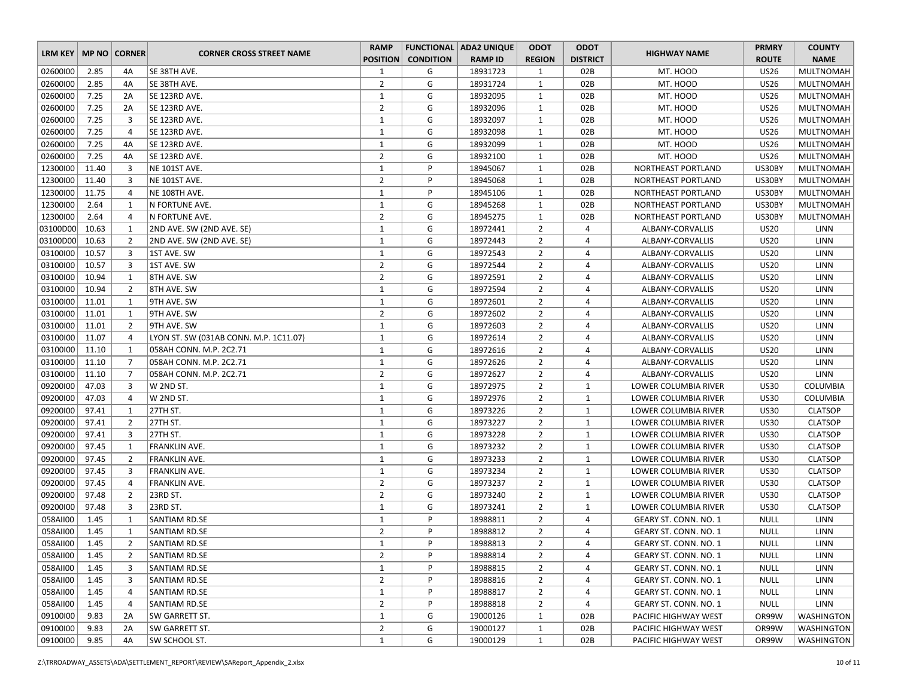| LRM KEY | MP NO | CORNER | CORNER CROSS STREET NAME | RAMP POSITION | FUNCTIONAL CONDITION | ADA2 UNIQUE RAMP ID | ODOT REGION | ODOT DISTRICT | HIGHWAY NAME | PRMRY ROUTE | COUNTY NAME |
|---|---|---|---|---|---|---|---|---|---|---|---|
| 02600I00 | 2.85 | 4A | SE 38TH AVE. | 1 | G | 18931723 | 1 | 02B | MT. HOOD | US26 | MULTNOMAH |
| 02600I00 | 2.85 | 4A | SE 38TH AVE. | 2 | G | 18931724 | 1 | 02B | MT. HOOD | US26 | MULTNOMAH |
| 02600I00 | 7.25 | 2A | SE 123RD AVE. | 1 | G | 18932095 | 1 | 02B | MT. HOOD | US26 | MULTNOMAH |
| 02600I00 | 7.25 | 2A | SE 123RD AVE. | 2 | G | 18932096 | 1 | 02B | MT. HOOD | US26 | MULTNOMAH |
| 02600I00 | 7.25 | 3 | SE 123RD AVE. | 1 | G | 18932097 | 1 | 02B | MT. HOOD | US26 | MULTNOMAH |
| 02600I00 | 7.25 | 4 | SE 123RD AVE. | 1 | G | 18932098 | 1 | 02B | MT. HOOD | US26 | MULTNOMAH |
| 02600I00 | 7.25 | 4A | SE 123RD AVE. | 1 | G | 18932099 | 1 | 02B | MT. HOOD | US26 | MULTNOMAH |
| 02600I00 | 7.25 | 4A | SE 123RD AVE. | 2 | G | 18932100 | 1 | 02B | MT. HOOD | US26 | MULTNOMAH |
| 12300I00 | 11.40 | 3 | NE 101ST AVE. | 1 | P | 18945067 | 1 | 02B | NORTHEAST PORTLAND | US30BY | MULTNOMAH |
| 12300I00 | 11.40 | 3 | NE 101ST AVE. | 2 | P | 18945068 | 1 | 02B | NORTHEAST PORTLAND | US30BY | MULTNOMAH |
| 12300I00 | 11.75 | 4 | NE 108TH AVE. | 1 | P | 18945106 | 1 | 02B | NORTHEAST PORTLAND | US30BY | MULTNOMAH |
| 12300I00 | 2.64 | 1 | N FORTUNE AVE. | 1 | G | 18945268 | 1 | 02B | NORTHEAST PORTLAND | US30BY | MULTNOMAH |
| 12300I00 | 2.64 | 4 | N FORTUNE AVE. | 2 | G | 18945275 | 1 | 02B | NORTHEAST PORTLAND | US30BY | MULTNOMAH |
| 03100D00 | 10.63 | 1 | 2ND AVE. SW (2ND AVE. SE) | 1 | G | 18972441 | 2 | 4 | ALBANY-CORVALLIS | US20 | LINN |
| 03100D00 | 10.63 | 2 | 2ND AVE. SW (2ND AVE. SE) | 1 | G | 18972443 | 2 | 4 | ALBANY-CORVALLIS | US20 | LINN |
| 03100I00 | 10.57 | 3 | 1ST AVE. SW | 1 | G | 18972543 | 2 | 4 | ALBANY-CORVALLIS | US20 | LINN |
| 03100I00 | 10.57 | 3 | 1ST AVE. SW | 2 | G | 18972544 | 2 | 4 | ALBANY-CORVALLIS | US20 | LINN |
| 03100I00 | 10.94 | 1 | 8TH AVE. SW | 2 | G | 18972591 | 2 | 4 | ALBANY-CORVALLIS | US20 | LINN |
| 03100I00 | 10.94 | 2 | 8TH AVE. SW | 1 | G | 18972594 | 2 | 4 | ALBANY-CORVALLIS | US20 | LINN |
| 03100I00 | 11.01 | 1 | 9TH AVE. SW | 1 | G | 18972601 | 2 | 4 | ALBANY-CORVALLIS | US20 | LINN |
| 03100I00 | 11.01 | 1 | 9TH AVE. SW | 2 | G | 18972602 | 2 | 4 | ALBANY-CORVALLIS | US20 | LINN |
| 03100I00 | 11.01 | 2 | 9TH AVE. SW | 1 | G | 18972603 | 2 | 4 | ALBANY-CORVALLIS | US20 | LINN |
| 03100I00 | 11.07 | 4 | LYON ST. SW (031AB CONN. M.P. 1C11.07) | 1 | G | 18972614 | 2 | 4 | ALBANY-CORVALLIS | US20 | LINN |
| 03100I00 | 11.10 | 1 | 058AH CONN. M.P. 2C2.71 | 1 | G | 18972616 | 2 | 4 | ALBANY-CORVALLIS | US20 | LINN |
| 03100I00 | 11.10 | 7 | 058AH CONN. M.P. 2C2.71 | 1 | G | 18972626 | 2 | 4 | ALBANY-CORVALLIS | US20 | LINN |
| 03100I00 | 11.10 | 7 | 058AH CONN. M.P. 2C2.71 | 2 | G | 18972627 | 2 | 4 | ALBANY-CORVALLIS | US20 | LINN |
| 09200I00 | 47.03 | 3 | W 2ND ST. | 1 | G | 18972975 | 2 | 1 | LOWER COLUMBIA RIVER | US30 | COLUMBIA |
| 09200I00 | 47.03 | 4 | W 2ND ST. | 1 | G | 18972976 | 2 | 1 | LOWER COLUMBIA RIVER | US30 | COLUMBIA |
| 09200I00 | 97.41 | 1 | 27TH ST. | 1 | G | 18973226 | 2 | 1 | LOWER COLUMBIA RIVER | US30 | CLATSOP |
| 09200I00 | 97.41 | 2 | 27TH ST. | 1 | G | 18973227 | 2 | 1 | LOWER COLUMBIA RIVER | US30 | CLATSOP |
| 09200I00 | 97.41 | 3 | 27TH ST. | 1 | G | 18973228 | 2 | 1 | LOWER COLUMBIA RIVER | US30 | CLATSOP |
| 09200I00 | 97.45 | 1 | FRANKLIN AVE. | 1 | G | 18973232 | 2 | 1 | LOWER COLUMBIA RIVER | US30 | CLATSOP |
| 09200I00 | 97.45 | 2 | FRANKLIN AVE. | 1 | G | 18973233 | 2 | 1 | LOWER COLUMBIA RIVER | US30 | CLATSOP |
| 09200I00 | 97.45 | 3 | FRANKLIN AVE. | 1 | G | 18973234 | 2 | 1 | LOWER COLUMBIA RIVER | US30 | CLATSOP |
| 09200I00 | 97.45 | 4 | FRANKLIN AVE. | 2 | G | 18973237 | 2 | 1 | LOWER COLUMBIA RIVER | US30 | CLATSOP |
| 09200I00 | 97.48 | 2 | 23RD ST. | 2 | G | 18973240 | 2 | 1 | LOWER COLUMBIA RIVER | US30 | CLATSOP |
| 09200I00 | 97.48 | 3 | 23RD ST. | 1 | G | 18973241 | 2 | 1 | LOWER COLUMBIA RIVER | US30 | CLATSOP |
| 058AII00 | 1.45 | 1 | SANTIAM RD.SE | 1 | P | 18988811 | 2 | 4 | GEARY ST. CONN. NO. 1 | NULL | LINN |
| 058AII00 | 1.45 | 1 | SANTIAM RD.SE | 2 | P | 18988812 | 2 | 4 | GEARY ST. CONN. NO. 1 | NULL | LINN |
| 058AII00 | 1.45 | 2 | SANTIAM RD.SE | 1 | P | 18988813 | 2 | 4 | GEARY ST. CONN. NO. 1 | NULL | LINN |
| 058AII00 | 1.45 | 2 | SANTIAM RD.SE | 2 | P | 18988814 | 2 | 4 | GEARY ST. CONN. NO. 1 | NULL | LINN |
| 058AII00 | 1.45 | 3 | SANTIAM RD.SE | 1 | P | 18988815 | 2 | 4 | GEARY ST. CONN. NO. 1 | NULL | LINN |
| 058AII00 | 1.45 | 3 | SANTIAM RD.SE | 2 | P | 18988816 | 2 | 4 | GEARY ST. CONN. NO. 1 | NULL | LINN |
| 058AII00 | 1.45 | 4 | SANTIAM RD.SE | 1 | P | 18988817 | 2 | 4 | GEARY ST. CONN. NO. 1 | NULL | LINN |
| 058AII00 | 1.45 | 4 | SANTIAM RD.SE | 2 | P | 18988818 | 2 | 4 | GEARY ST. CONN. NO. 1 | NULL | LINN |
| 09100I00 | 9.83 | 2A | SW GARRETT ST. | 1 | G | 19000126 | 1 | 02B | PACIFIC HIGHWAY WEST | OR99W | WASHINGTON |
| 09100I00 | 9.83 | 2A | SW GARRETT ST. | 2 | G | 19000127 | 1 | 02B | PACIFIC HIGHWAY WEST | OR99W | WASHINGTON |
| 09100I00 | 9.85 | 4A | SW SCHOOL ST. | 1 | G | 19000129 | 1 | 02B | PACIFIC HIGHWAY WEST | OR99W | WASHINGTON |

Z:\TRROADWAY_ASSETS\ADA\SETTLEMENT_REPORT\REVIEW\SAReport_Appendix_2.xlsx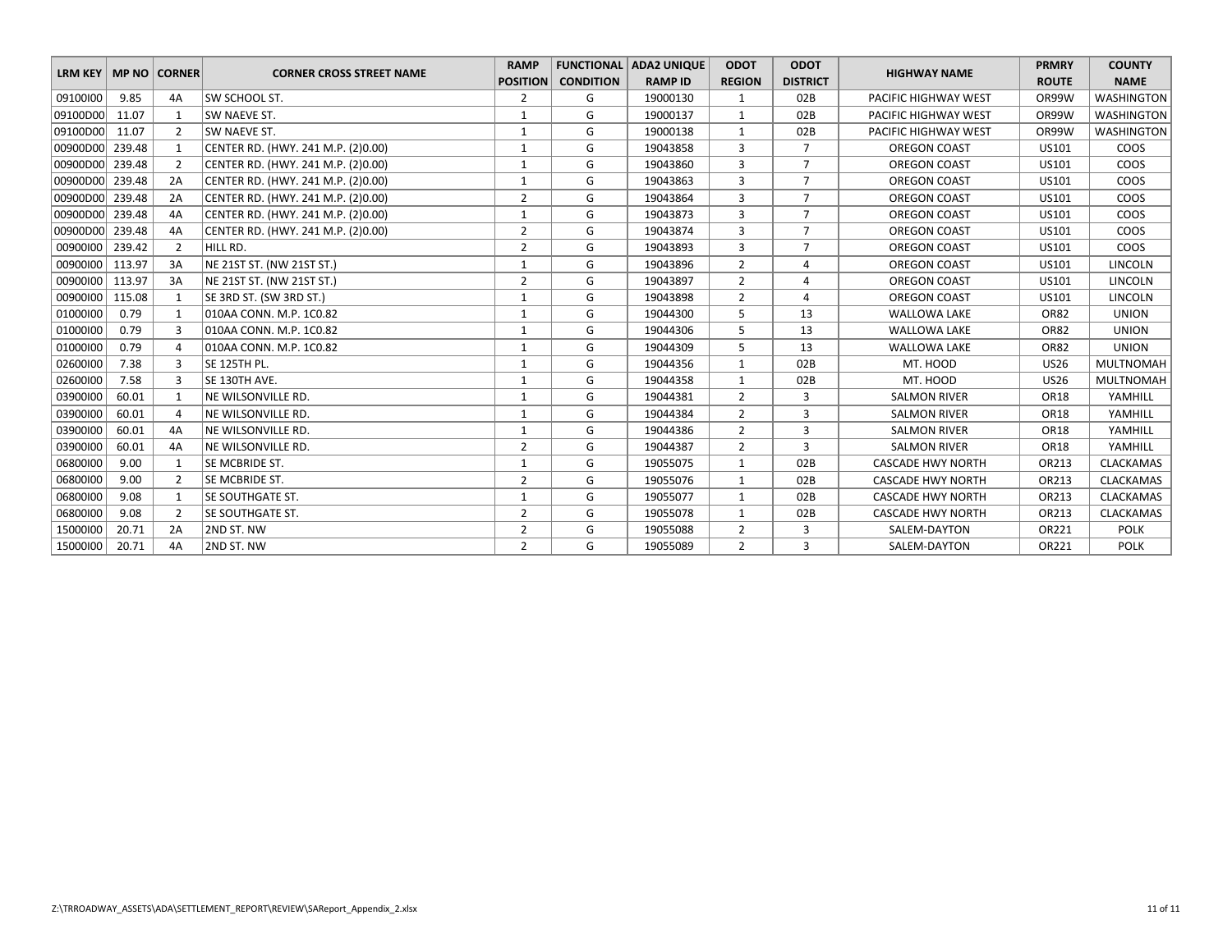| LRM KEY | MP NO | CORNER | CORNER CROSS STREET NAME | RAMP POSITION | FUNCTIONAL CONDITION | ADA2 UNIQUE RAMP ID | ODOT REGION | ODOT DISTRICT | HIGHWAY NAME | PRMRY ROUTE | COUNTY NAME |
|---|---|---|---|---|---|---|---|---|---|---|---|
| 09100I00 | 9.85 | 4A | SW SCHOOL ST. | 2 | G | 19000130 | 1 | 02B | PACIFIC HIGHWAY WEST | OR99W | WASHINGTON |
| 09100D00 | 11.07 | 1 | SW NAEVE ST. | 1 | G | 19000137 | 1 | 02B | PACIFIC HIGHWAY WEST | OR99W | WASHINGTON |
| 09100D00 | 11.07 | 2 | SW NAEVE ST. | 1 | G | 19000138 | 1 | 02B | PACIFIC HIGHWAY WEST | OR99W | WASHINGTON |
| 00900D00 | 239.48 | 1 | CENTER RD. (HWY. 241 M.P. (2)0.00) | 1 | G | 19043858 | 3 | 7 | OREGON COAST | US101 | COOS |
| 00900D00 | 239.48 | 2 | CENTER RD. (HWY. 241 M.P. (2)0.00) | 1 | G | 19043860 | 3 | 7 | OREGON COAST | US101 | COOS |
| 00900D00 | 239.48 | 2A | CENTER RD. (HWY. 241 M.P. (2)0.00) | 1 | G | 19043863 | 3 | 7 | OREGON COAST | US101 | COOS |
| 00900D00 | 239.48 | 2A | CENTER RD. (HWY. 241 M.P. (2)0.00) | 2 | G | 19043864 | 3 | 7 | OREGON COAST | US101 | COOS |
| 00900D00 | 239.48 | 4A | CENTER RD. (HWY. 241 M.P. (2)0.00) | 1 | G | 19043873 | 3 | 7 | OREGON COAST | US101 | COOS |
| 00900D00 | 239.48 | 4A | CENTER RD. (HWY. 241 M.P. (2)0.00) | 2 | G | 19043874 | 3 | 7 | OREGON COAST | US101 | COOS |
| 00900I00 | 239.42 | 2 | HILL RD. | 2 | G | 19043893 | 3 | 7 | OREGON COAST | US101 | COOS |
| 00900I00 | 113.97 | 3A | NE 21ST ST. (NW 21ST ST.) | 1 | G | 19043896 | 2 | 4 | OREGON COAST | US101 | LINCOLN |
| 00900I00 | 113.97 | 3A | NE 21ST ST. (NW 21ST ST.) | 2 | G | 19043897 | 2 | 4 | OREGON COAST | US101 | LINCOLN |
| 00900I00 | 115.08 | 1 | SE 3RD ST. (SW 3RD ST.) | 1 | G | 19043898 | 2 | 4 | OREGON COAST | US101 | LINCOLN |
| 01000I00 | 0.79 | 1 | 010AA CONN. M.P. 1C0.82 | 1 | G | 19044300 | 5 | 13 | WALLOWA LAKE | OR82 | UNION |
| 01000I00 | 0.79 | 3 | 010AA CONN. M.P. 1C0.82 | 1 | G | 19044306 | 5 | 13 | WALLOWA LAKE | OR82 | UNION |
| 01000I00 | 0.79 | 4 | 010AA CONN. M.P. 1C0.82 | 1 | G | 19044309 | 5 | 13 | WALLOWA LAKE | OR82 | UNION |
| 02600I00 | 7.38 | 3 | SE 125TH PL. | 1 | G | 19044356 | 1 | 02B | MT. HOOD | US26 | MULTNOMAH |
| 02600I00 | 7.58 | 3 | SE 130TH AVE. | 1 | G | 19044358 | 1 | 02B | MT. HOOD | US26 | MULTNOMAH |
| 03900I00 | 60.01 | 1 | NE WILSONVILLE RD. | 1 | G | 19044381 | 2 | 3 | SALMON RIVER | OR18 | YAMHILL |
| 03900I00 | 60.01 | 4 | NE WILSONVILLE RD. | 1 | G | 19044384 | 2 | 3 | SALMON RIVER | OR18 | YAMHILL |
| 03900I00 | 60.01 | 4A | NE WILSONVILLE RD. | 1 | G | 19044386 | 2 | 3 | SALMON RIVER | OR18 | YAMHILL |
| 03900I00 | 60.01 | 4A | NE WILSONVILLE RD. | 2 | G | 19044387 | 2 | 3 | SALMON RIVER | OR18 | YAMHILL |
| 06800I00 | 9.00 | 1 | SE MCBRIDE ST. | 1 | G | 19055075 | 1 | 02B | CASCADE HWY NORTH | OR213 | CLACKAMAS |
| 06800I00 | 9.00 | 2 | SE MCBRIDE ST. | 2 | G | 19055076 | 1 | 02B | CASCADE HWY NORTH | OR213 | CLACKAMAS |
| 06800I00 | 9.08 | 1 | SE SOUTHGATE ST. | 1 | G | 19055077 | 1 | 02B | CASCADE HWY NORTH | OR213 | CLACKAMAS |
| 06800I00 | 9.08 | 2 | SE SOUTHGATE ST. | 2 | G | 19055078 | 1 | 02B | CASCADE HWY NORTH | OR213 | CLACKAMAS |
| 15000I00 | 20.71 | 2A | 2ND ST. NW | 2 | G | 19055088 | 2 | 3 | SALEM-DAYTON | OR221 | POLK |
| 15000I00 | 20.71 | 4A | 2ND ST. NW | 2 | G | 19055089 | 2 | 3 | SALEM-DAYTON | OR221 | POLK |

Z:\TRROADWAY_ASSETS\ADA\SETTLEMENT_REPORT\REVIEW\SAReport_Appendix_2.xlsx